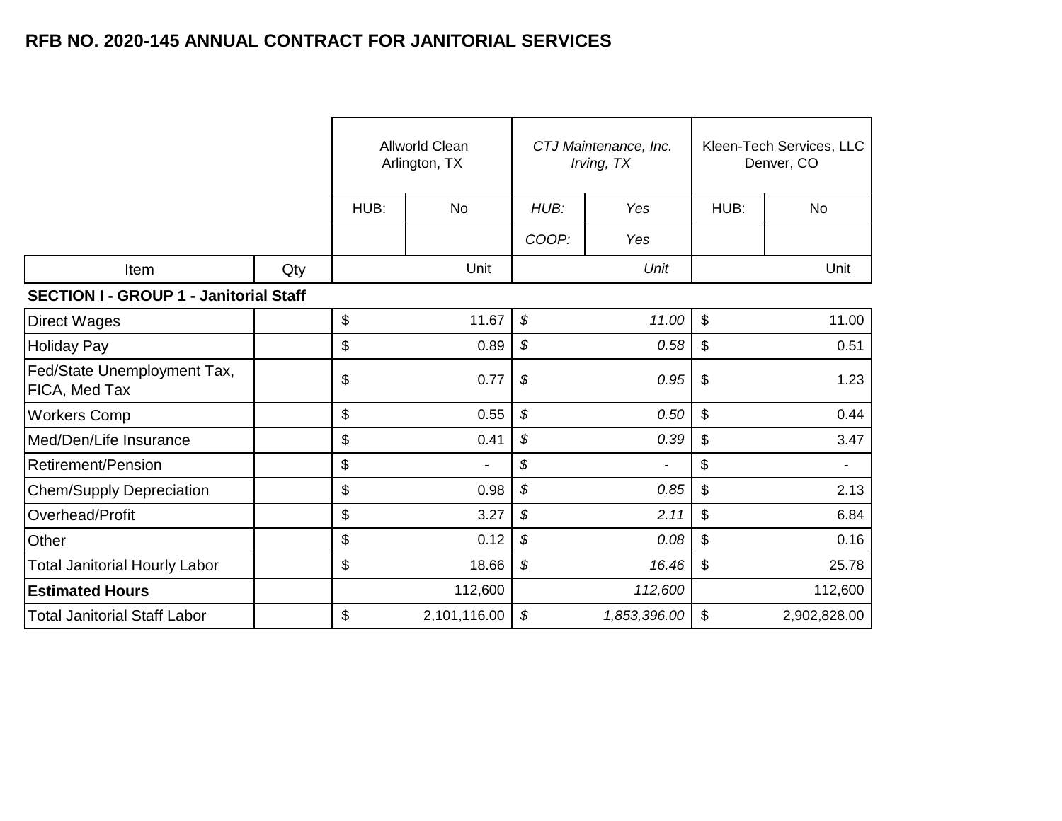# RFB NO. 2020-145 ANNUAL CONTRACT FOR JANITORIAL SERVICES

| | | Allworld Clean Arlington, TX | | *CTJ Maintenance, Inc. Irving, TX* | | Kleen-Tech Services, LLC Denver, CO | |
|---|---|---|---|---|---|---|---|
| | | HUB: | No | *HUB:* | *Yes* | HUB: | No |
| | | | | *COOP:* | *Yes* | | |
| Item | Qty | | Unit | | *Unit* | | Unit |
| **SECTION I - GROUP 1 - Janitorial Staff** | | | | | | | |
| Direct Wages | | $ | 11.67 | *$* | *11.00* | $ | 11.00 |
| Holiday Pay | | $ | 0.89 | *$* | *0.58* | $ | 0.51 |
| Fed/State Unemployment Tax, FICA, Med Tax | | $ | 0.77 | *$* | *0.95* | $ | 1.23 |
| Workers Comp | | $ | 0.55 | *$* | *0.50* | $ | 0.44 |
| Med/Den/Life Insurance | | $ | 0.41 | *$* | *0.39* | $ | 3.47 |
| Retirement/Pension | | $ | - | *$* | *-* | $ | - |
| Chem/Supply Depreciation | | $ | 0.98 | *$* | *0.85* | $ | 2.13 |
| Overhead/Profit | | $ | 3.27 | *$* | *2.11* | $ | 6.84 |
| Other | | $ | 0.12 | *$* | *0.08* | $ | 0.16 |
| Total Janitorial Hourly Labor | | $ | 18.66 | *$* | *16.46* | $ | 25.78 |
| **Estimated Hours** | | | 112,600 | | *112,600* | | 112,600 |
| Total Janitorial Staff Labor | | $ | 2,101,116.00 | *$* | *1,853,396.00* | $ | 2,902,828.00 |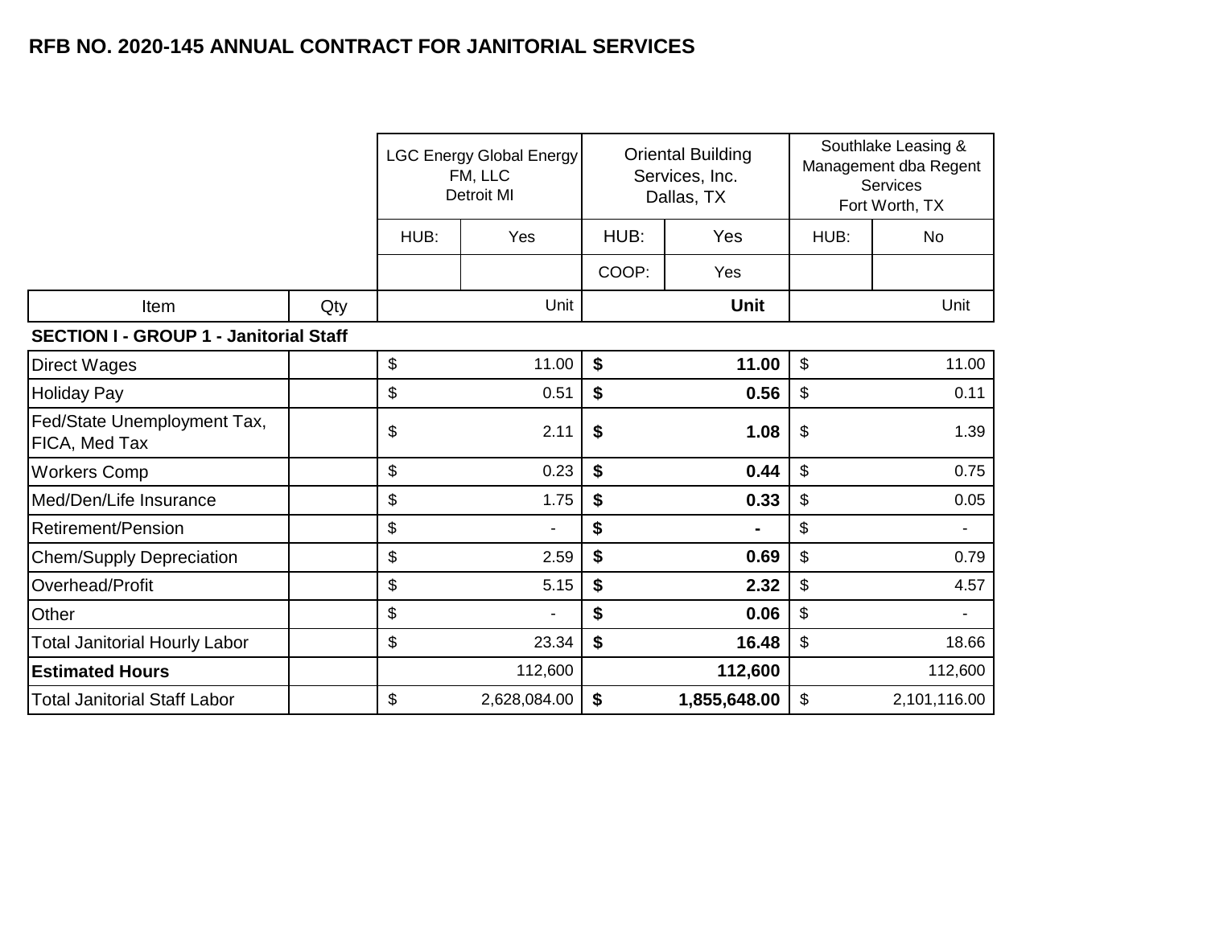## RFB NO. 2020-145 ANNUAL CONTRACT FOR JANITORIAL SERVICES

| | | LGC Energy Global Energy FM, LLC Detroit MI | | Oriental Building Services, Inc. Dallas, TX | | Southlake Leasing & Management dba Regent Services Fort Worth, TX | |
|---|---|---|---|---|---|---|---|
| | | HUB: | Yes | HUB: | Yes | HUB: | No |
| | | | | COOP: | Yes | | |
| Item | Qty | | Unit | | **Unit** | | Unit |
| **SECTION I - GROUP 1 - Janitorial Staff** | | | | | | | |
| Direct Wages | | $ | 11.00 | **$** | **11.00** | $ | 11.00 |
| Holiday Pay | | $ | 0.51 | **$** | **0.56** | $ | 0.11 |
| Fed/State Unemployment Tax, FICA, Med Tax | | $ | 2.11 | **$** | **1.08** | $ | 1.39 |
| Workers Comp | | $ | 0.23 | **$** | **0.44** | $ | 0.75 |
| Med/Den/Life Insurance | | $ | 1.75 | **$** | **0.33** | $ | 0.05 |
| Retirement/Pension | | $ | - | **$** | **-** | $ | - |
| Chem/Supply Depreciation | | $ | 2.59 | **$** | **0.69** | $ | 0.79 |
| Overhead/Profit | | $ | 5.15 | **$** | **2.32** | $ | 4.57 |
| Other | | $ | - | **$** | **0.06** | $ | - |
| Total Janitorial Hourly Labor | | $ | 23.34 | **$** | **16.48** | $ | 18.66 |
| **Estimated Hours** | | | 112,600 | | **112,600** | | 112,600 |
| Total Janitorial Staff Labor | | $ | 2,628,084.00 | **$** | **1,855,648.00** | $ | 2,101,116.00 |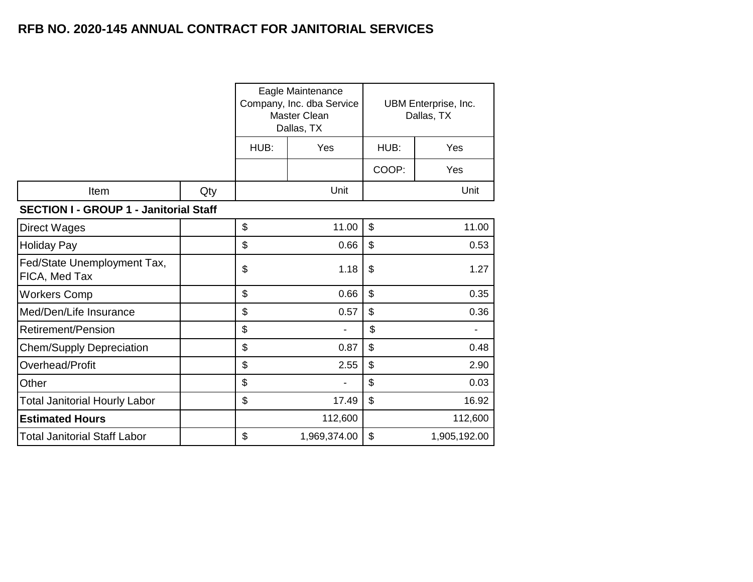# RFB NO. 2020-145 ANNUAL CONTRACT FOR JANITORIAL SERVICES

| | | Eagle Maintenance Company, Inc. dba Service Master Clean Dallas, TX | | UBM Enterprise, Inc. Dallas, TX | |
|---|---|---|---|---|---|
| | | HUB: | Yes | HUB: | Yes |
| | | | | COOP: | Yes |
| Item | Qty | | Unit | | Unit |
| **SECTION I - GROUP 1 - Janitorial Staff** | | | | | |
| Direct Wages | | $ | 11.00 | $ | 11.00 |
| Holiday Pay | | $ | 0.66 | $ | 0.53 |
| Fed/State Unemployment Tax, FICA, Med Tax | | $ | 1.18 | $ | 1.27 |
| Workers Comp | | $ | 0.66 | $ | 0.35 |
| Med/Den/Life Insurance | | $ | 0.57 | $ | 0.36 |
| Retirement/Pension | | $ | - | $ | - |
| Chem/Supply Depreciation | | $ | 0.87 | $ | 0.48 |
| Overhead/Profit | | $ | 2.55 | $ | 2.90 |
| Other | | $ | - | $ | 0.03 |
| Total Janitorial Hourly Labor | | $ | 17.49 | $ | 16.92 |
| **Estimated Hours** | | | 112,600 | | 112,600 |
| Total Janitorial Staff Labor | | $ | 1,969,374.00 | $ | 1,905,192.00 |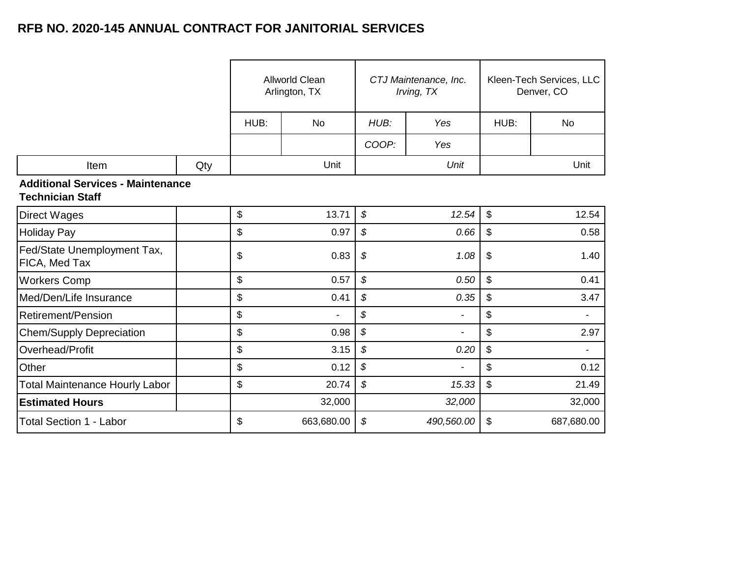## RFB NO. 2020-145 ANNUAL CONTRACT FOR JANITORIAL SERVICES

| | | Allworld Clean Arlington, TX | | *CTJ Maintenance, Inc. Irving, TX* | | Kleen-Tech Services, LLC Denver, CO | |
|---|---|---|---|---|---|---|---|
| | | HUB: | No | *HUB:* | *Yes* | HUB: | No |
| | | | | *COOP:* | *Yes* | | |
| Item | Qty | | Unit | | *Unit* | | Unit |
| **Additional Services - Maintenance Technician Staff** | | | | | | | |
| Direct Wages | | $ | 13.71 | *$* | *12.54* | $ | 12.54 |
| Holiday Pay | | $ | 0.97 | *$* | *0.66* | $ | 0.58 |
| Fed/State Unemployment Tax, FICA, Med Tax | | $ | 0.83 | *$* | *1.08* | $ | 1.40 |
| Workers Comp | | $ | 0.57 | *$* | *0.50* | $ | 0.41 |
| Med/Den/Life Insurance | | $ | 0.41 | *$* | *0.35* | $ | 3.47 |
| Retirement/Pension | | $ | - | *$* | - | $ | - |
| Chem/Supply Depreciation | | $ | 0.98 | *$* | - | $ | 2.97 |
| Overhead/Profit | | $ | 3.15 | *$* | *0.20* | $ | - |
| Other | | $ | 0.12 | *$* | - | $ | 0.12 |
| Total Maintenance Hourly Labor | | $ | 20.74 | *$* | *15.33* | $ | 21.49 |
| **Estimated Hours** | | | 32,000 | | *32,000* | | 32,000 |
| Total Section 1 - Labor | | $ | 663,680.00 | *$* | *490,560.00* | $ | 687,680.00 |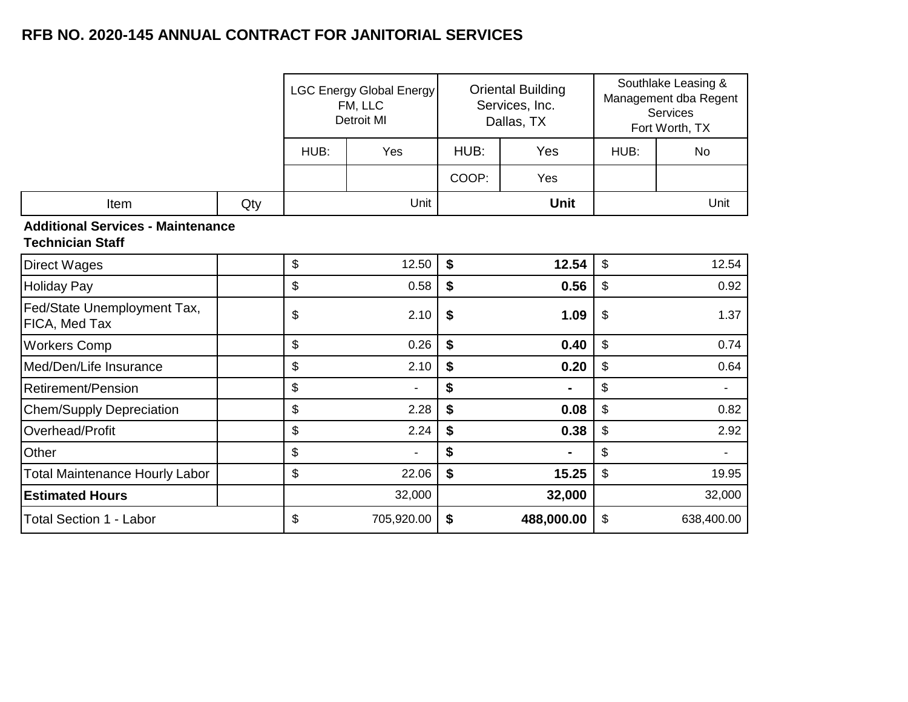# RFB NO. 2020-145 ANNUAL CONTRACT FOR JANITORIAL SERVICES

| | | LGC Energy Global Energy FM, LLC Detroit MI | | Oriental Building Services, Inc. Dallas, TX | | Southlake Leasing & Management dba Regent Services Fort Worth, TX | |
|---|---|---|---|---|---|---|---|
| | | HUB: | Yes | HUB: | Yes | HUB: | No |
| | | | | COOP: | Yes | | |
| Item | Qty | | Unit | | **Unit** | | Unit |
| **Additional Services - Maintenance Technician Staff** | | | | | | | |
| Direct Wages | | $ | 12.50 | **$** | **12.54** | $ | 12.54 |
| Holiday Pay | | $ | 0.58 | **$** | **0.56** | $ | 0.92 |
| Fed/State Unemployment Tax, FICA, Med Tax | | $ | 2.10 | **$** | **1.09** | $ | 1.37 |
| Workers Comp | | $ | 0.26 | **$** | **0.40** | $ | 0.74 |
| Med/Den/Life Insurance | | $ | 2.10 | **$** | **0.20** | $ | 0.64 |
| Retirement/Pension | | $ | - | **$** | **-** | $ | - |
| Chem/Supply Depreciation | | $ | 2.28 | **$** | **0.08** | $ | 0.82 |
| Overhead/Profit | | $ | 2.24 | **$** | **0.38** | $ | 2.92 |
| Other | | $ | - | **$** | **-** | $ | - |
| Total Maintenance Hourly Labor | | $ | 22.06 | **$** | **15.25** | $ | 19.95 |
| **Estimated Hours** | | | 32,000 | | **32,000** | | 32,000 |
| Total Section 1 - Labor | | $ | 705,920.00 | **$** | **488,000.00** | $ | 638,400.00 |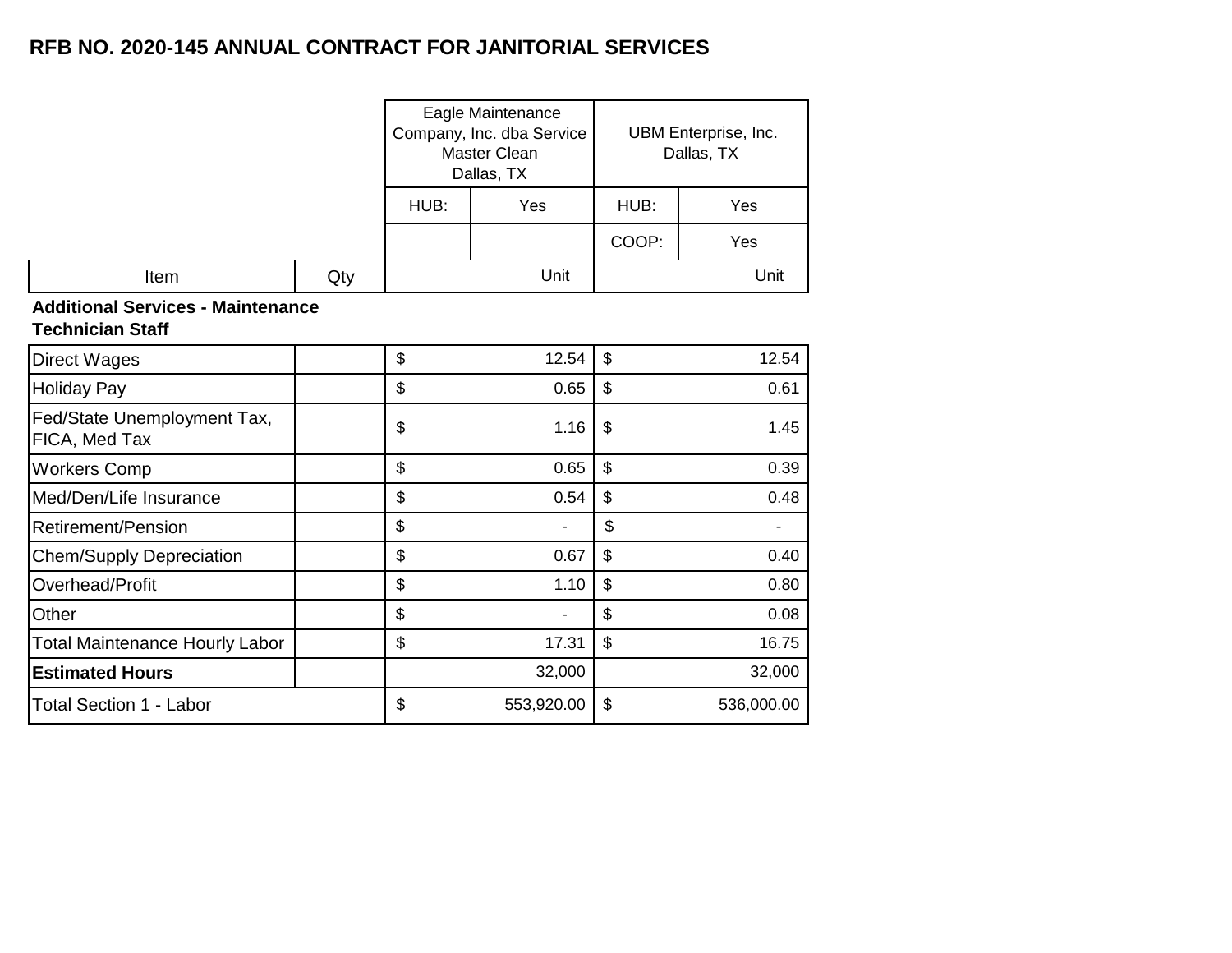## RFB NO. 2020-145 ANNUAL CONTRACT FOR JANITORIAL SERVICES

| | | Eagle Maintenance Company, Inc. dba Service Master Clean Dallas, TX | | UBM Enterprise, Inc. Dallas, TX | |
|---|---|---|---|---|---|
| | | HUB: | Yes | HUB: | Yes |
| | | | | COOP: | Yes |
| Item | Qty | | Unit | | Unit |
| **Additional Services - Maintenance Technician Staff** | | | | | |
| Direct Wages | | $ | 12.54 | $ | 12.54 |
| Holiday Pay | | $ | 0.65 | $ | 0.61 |
| Fed/State Unemployment Tax, FICA, Med Tax | | $ | 1.16 | $ | 1.45 |
| Workers Comp | | $ | 0.65 | $ | 0.39 |
| Med/Den/Life Insurance | | $ | 0.54 | $ | 0.48 |
| Retirement/Pension | | $ | - | $ | - |
| Chem/Supply Depreciation | | $ | 0.67 | $ | 0.40 |
| Overhead/Profit | | $ | 1.10 | $ | 0.80 |
| Other | | $ | - | $ | 0.08 |
| Total Maintenance Hourly Labor | | $ | 17.31 | $ | 16.75 |
| **Estimated Hours** | | | 32,000 | | 32,000 |
| Total Section 1 - Labor | | $ | 553,920.00 | $ | 536,000.00 |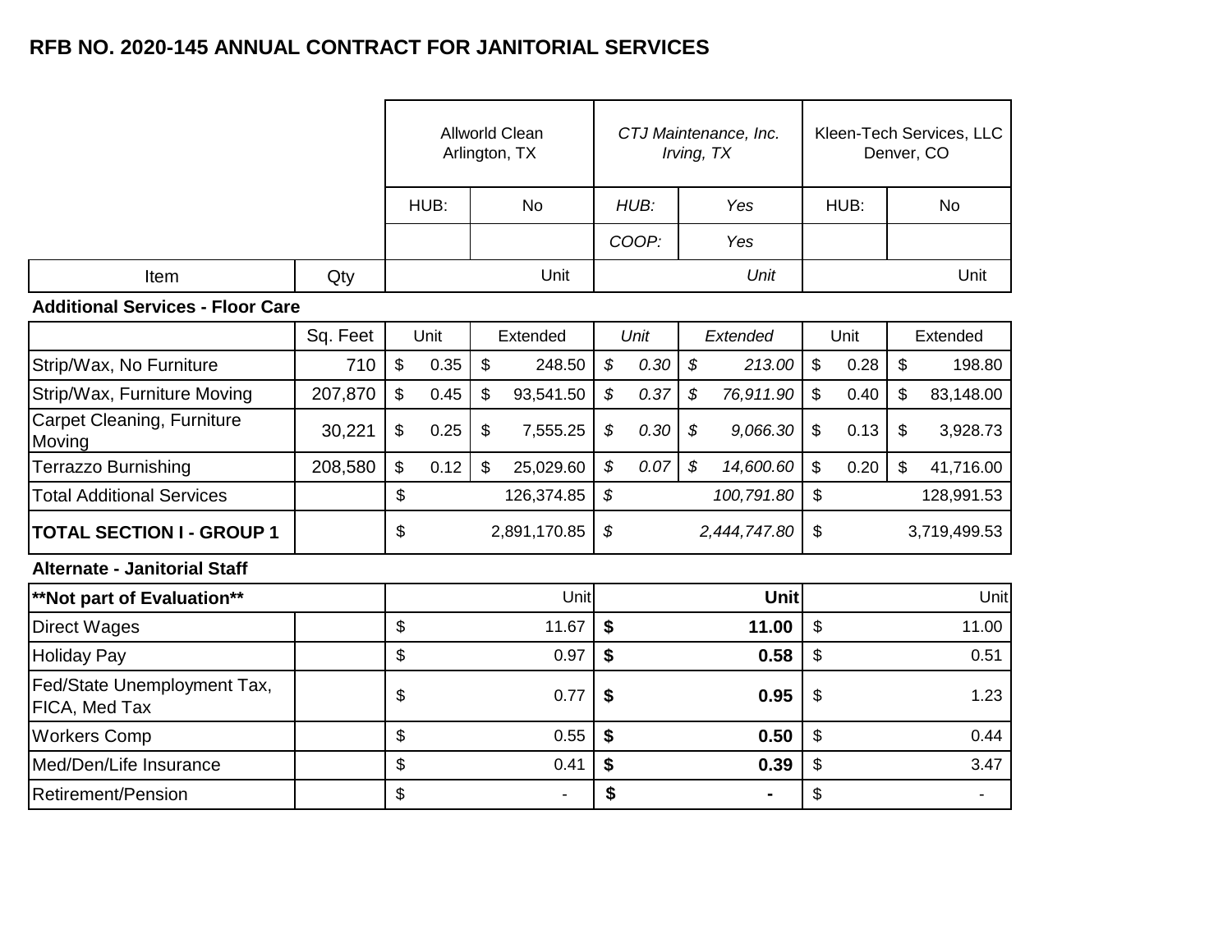## RFB NO. 2020-145 ANNUAL CONTRACT FOR JANITORIAL SERVICES

| | | Allworld Clean Arlington, TX | | *CTJ Maintenance, Inc. Irving, TX* | | Kleen-Tech Services, LLC Denver, CO | |
|---|---|---|---|---|---|---|---|
| | | HUB: | No | *HUB:* | *Yes* | HUB: | No |
| | | | | *COOP:* | *Yes* | | |
| Item | Qty | | Unit | | *Unit* | | Unit |
| **Additional Services - Floor Care** | | | | | | | |
| | Sq. Feet | Unit | Extended | *Unit* | *Extended* | Unit | Extended |
| Strip/Wax, No Furniture | 710 | $ 0.35 | $ 248.50 | *$ 0.30* | *$ 213.00* | $ 0.28 | $ 198.80 |
| Strip/Wax, Furniture Moving | 207,870 | $ 0.45 | $ 93,541.50 | *$ 0.37* | *$ 76,911.90* | $ 0.40 | $ 83,148.00 |
| Carpet Cleaning, Furniture Moving | 30,221 | $ 0.25 | $ 7,555.25 | *$ 0.30* | *$ 9,066.30* | $ 0.13 | $ 3,928.73 |
| Terrazzo Burnishing | 208,580 | $ 0.12 | $ 25,029.60 | *$ 0.07* | *$ 14,600.60* | $ 0.20 | $ 41,716.00 |
| Total Additional Services | | $ | 126,374.85 | *$* | *100,791.80* | $ | 128,991.53 |
| **TOTAL SECTION I - GROUP 1** | | $ | 2,891,170.85 | *$* | *2,444,747.80* | $ | 3,719,499.53 |
| **Alternate - Janitorial Staff** | | | | | | | |
| **\*\*Not part of Evaluation\*\*** | | | Unit | | **Unit** | | Unit |
| Direct Wages | | $ | 11.67 | **$** | **11.00** | $ | 11.00 |
| Holiday Pay | | $ | 0.97 | **$** | **0.58** | $ | 0.51 |
| Fed/State Unemployment Tax, FICA, Med Tax | | $ | 0.77 | **$** | **0.95** | $ | 1.23 |
| Workers Comp | | $ | 0.55 | **$** | **0.50** | $ | 0.44 |
| Med/Den/Life Insurance | | $ | 0.41 | **$** | **0.39** | $ | 3.47 |
| Retirement/Pension | | $ | - | **$** | **-** | $ | - |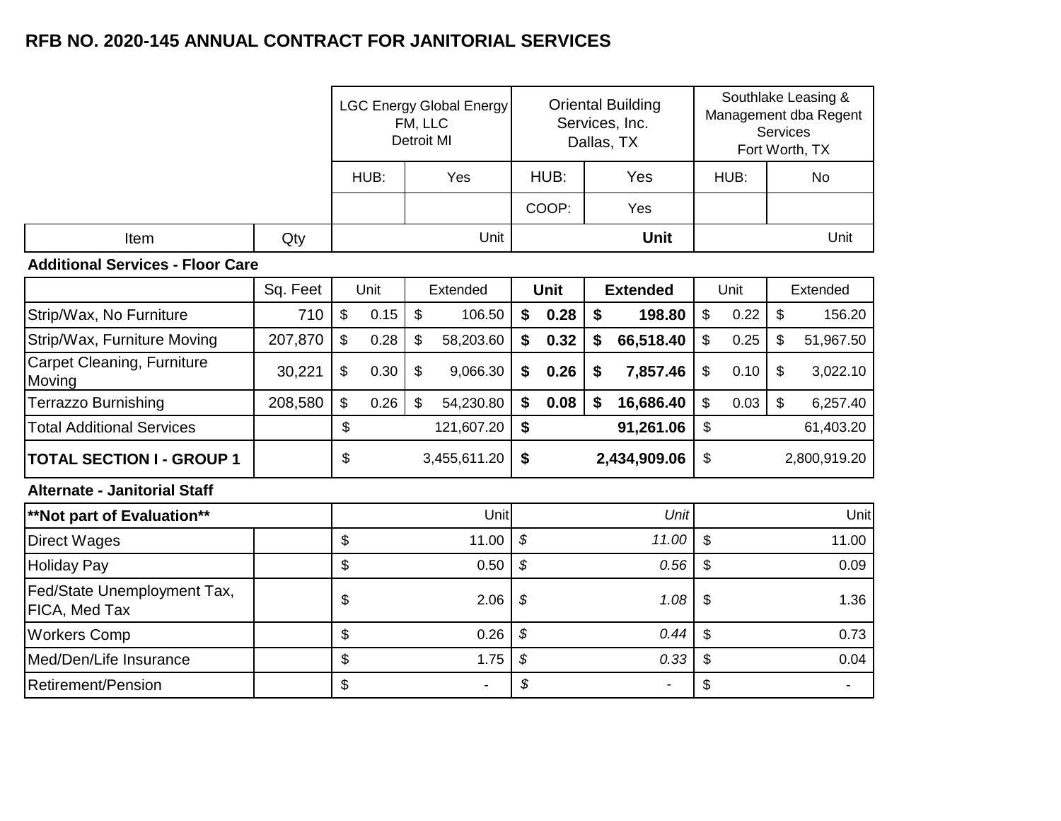# RFB NO. 2020-145 ANNUAL CONTRACT FOR JANITORIAL SERVICES

| | | LGC Energy Global Energy FM, LLC Detroit MI | | Oriental Building Services, Inc. Dallas, TX | | Southlake Leasing & Management dba Regent Services Fort Worth, TX | |
|---|---|---|---|---|---|---|---|
| | | HUB: | Yes | HUB: | Yes | HUB: | No |
| | | | | COOP: | Yes | | |
| Item | Qty | | Unit | | **Unit** | | Unit |
| **Additional Services - Floor Care** | | | | | | | |
| | Sq. Feet | Unit | Extended | **Unit** | **Extended** | Unit | Extended |
| Strip/Wax, No Furniture | 710 | $ 0.15 | $ 106.50 | **$ 0.28** | **$ 198.80** | $ 0.22 | $ 156.20 |
| Strip/Wax, Furniture Moving | 207,870 | $ 0.28 | $ 58,203.60 | **$ 0.32** | **$ 66,518.40** | $ 0.25 | $ 51,967.50 |
| Carpet Cleaning, Furniture Moving | 30,221 | $ 0.30 | $ 9,066.30 | **$ 0.26** | **$ 7,857.46** | $ 0.10 | $ 3,022.10 |
| Terrazzo Burnishing | 208,580 | $ 0.26 | $ 54,230.80 | **$ 0.08** | **$ 16,686.40** | $ 0.03 | $ 6,257.40 |
| Total Additional Services | | $ | 121,607.20 | **$** | **91,261.06** | $ | 61,403.20 |
| **TOTAL SECTION I - GROUP 1** | | $ | 3,455,611.20 | **$** | **2,434,909.06** | $ | 2,800,919.20 |
| **Alternate - Janitorial Staff** | | | | | | | |
| **\*\*Not part of Evaluation\*\*** | | | Unit | | *Unit* | | Unit |
| Direct Wages | | $ | 11.00 | *$* | *11.00* | $ | 11.00 |
| Holiday Pay | | $ | 0.50 | *$* | *0.56* | $ | 0.09 |
| Fed/State Unemployment Tax, FICA, Med Tax | | $ | 2.06 | *$* | *1.08* | $ | 1.36 |
| Workers Comp | | $ | 0.26 | *$* | *0.44* | $ | 0.73 |
| Med/Den/Life Insurance | | $ | 1.75 | *$* | *0.33* | $ | 0.04 |
| Retirement/Pension | | $ | - | *$* | - | $ | - |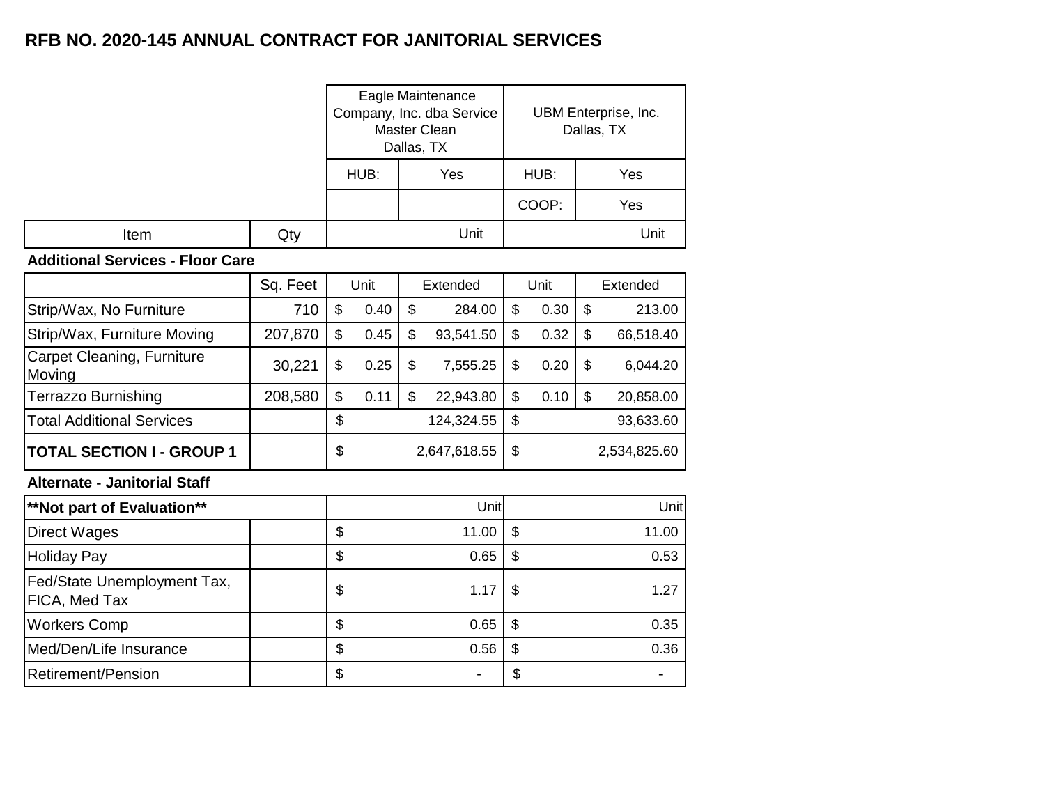## RFB NO. 2020-145 ANNUAL CONTRACT FOR JANITORIAL SERVICES

| Item | Qty | Eagle Maintenance Company, Inc. dba Service Master Clean Dallas, TX | | UBM Enterprise, Inc. Dallas, TX | |
|---|---|---|---|---|---|
| | | HUB: | Yes | HUB: | Yes |
| | | | | COOP: | Yes |
| | | | Unit | | Unit |
| **Additional Services - Floor Care** | | | | | |
| | Sq. Feet | Unit | Extended | Unit | Extended |
| Strip/Wax, No Furniture | 710 | $ 0.40 | $ 284.00 | $ 0.30 | $ 213.00 |
| Strip/Wax, Furniture Moving | 207,870 | $ 0.45 | $ 93,541.50 | $ 0.32 | $ 66,518.40 |
| Carpet Cleaning, Furniture Moving | 30,221 | $ 0.25 | $ 7,555.25 | $ 0.20 | $ 6,044.20 |
| Terrazzo Burnishing | 208,580 | $ 0.11 | $ 22,943.80 | $ 0.10 | $ 20,858.00 |
| Total Additional Services | | $ | 124,324.55 | $ | 93,633.60 |
| **TOTAL SECTION I - GROUP 1** | | $ | 2,647,618.55 | $ | 2,534,825.60 |

**Alternate - Janitorial Staff**

| **\*\*Not part of Evaluation\*\*** | | Unit | Unit |
|---|---|---|---|
| Direct Wages | | $ 11.00 | $ 11.00 |
| Holiday Pay | | $ 0.65 | $ 0.53 |
| Fed/State Unemployment Tax, FICA, Med Tax | | $ 1.17 | $ 1.27 |
| Workers Comp | | $ 0.65 | $ 0.35 |
| Med/Den/Life Insurance | | $ 0.56 | $ 0.36 |
| Retirement/Pension | | $ - | $ - |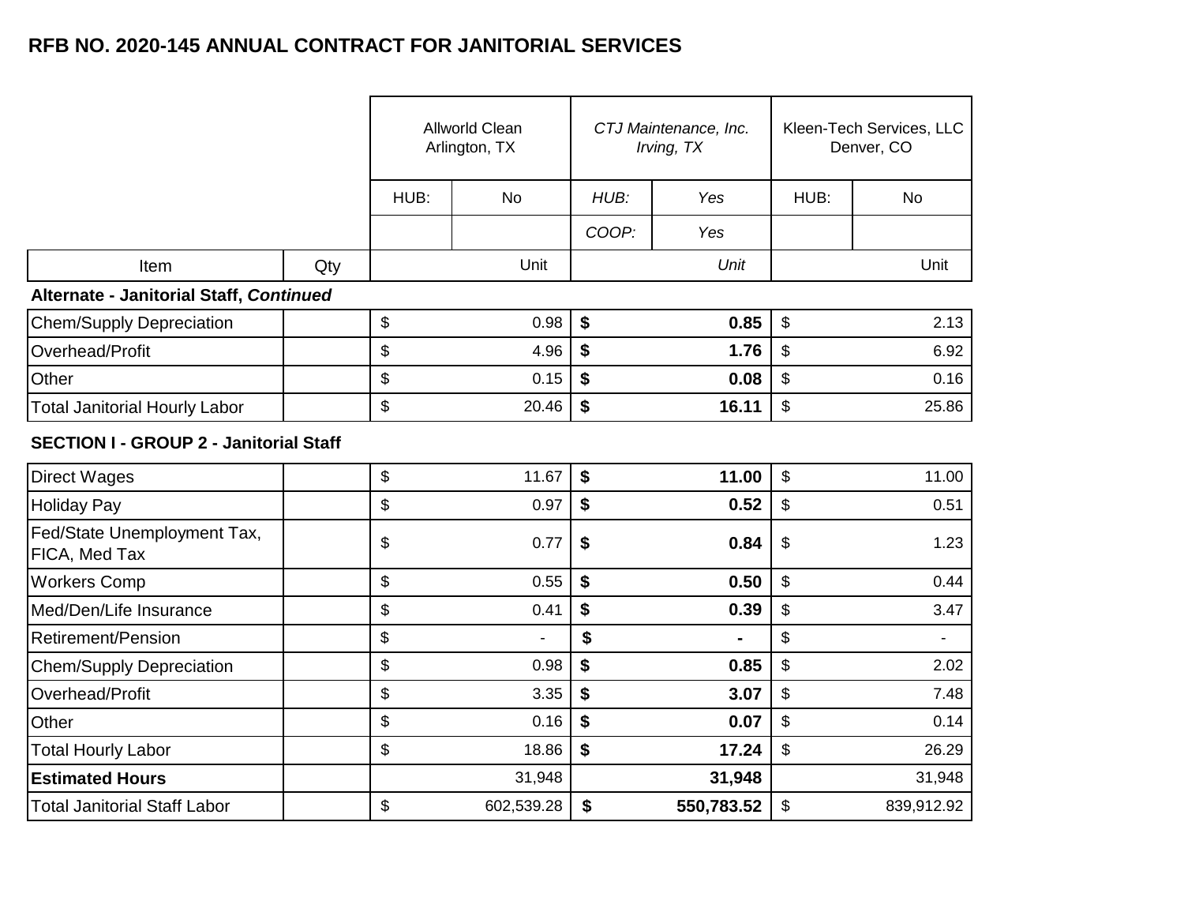## RFB NO. 2020-145 ANNUAL CONTRACT FOR JANITORIAL SERVICES

| | | Allworld Clean Arlington, TX | | *CTJ Maintenance, Inc. Irving, TX* | | Kleen-Tech Services, LLC Denver, CO | |
|---|---|---|---|---|---|---|---|
| | | HUB: | No | *HUB:* | *Yes* | HUB: | No |
| | | | | *COOP:* | *Yes* | | |
| Item | Qty | | Unit | | *Unit* | | Unit |
| **Alternate - Janitorial Staff, *Continued*** | | | | | | | |
| Chem/Supply Depreciation | | $ | 0.98 | **$** | **0.85** | $ | 2.13 |
| Overhead/Profit | | $ | 4.96 | **$** | **1.76** | $ | 6.92 |
| Other | | $ | 0.15 | **$** | **0.08** | $ | 0.16 |
| Total Janitorial Hourly Labor | | $ | 20.46 | **$** | **16.11** | $ | 25.86 |
| **SECTION I - GROUP 2 - Janitorial Staff** | | | | | | | |
| Direct Wages | | $ | 11.67 | **$** | **11.00** | $ | 11.00 |
| Holiday Pay | | $ | 0.97 | **$** | **0.52** | $ | 0.51 |
| Fed/State Unemployment Tax, FICA, Med Tax | | $ | 0.77 | **$** | **0.84** | $ | 1.23 |
| Workers Comp | | $ | 0.55 | **$** | **0.50** | $ | 0.44 |
| Med/Den/Life Insurance | | $ | 0.41 | **$** | **0.39** | $ | 3.47 |
| Retirement/Pension | | $ | - | **$** | **-** | $ | - |
| Chem/Supply Depreciation | | $ | 0.98 | **$** | **0.85** | $ | 2.02 |
| Overhead/Profit | | $ | 3.35 | **$** | **3.07** | $ | 7.48 |
| Other | | $ | 0.16 | **$** | **0.07** | $ | 0.14 |
| Total Hourly Labor | | $ | 18.86 | **$** | **17.24** | $ | 26.29 |
| **Estimated Hours** | | | 31,948 | | **31,948** | | 31,948 |
| Total Janitorial Staff Labor | | $ | 602,539.28 | **$** | **550,783.52** | $ | 839,912.92 |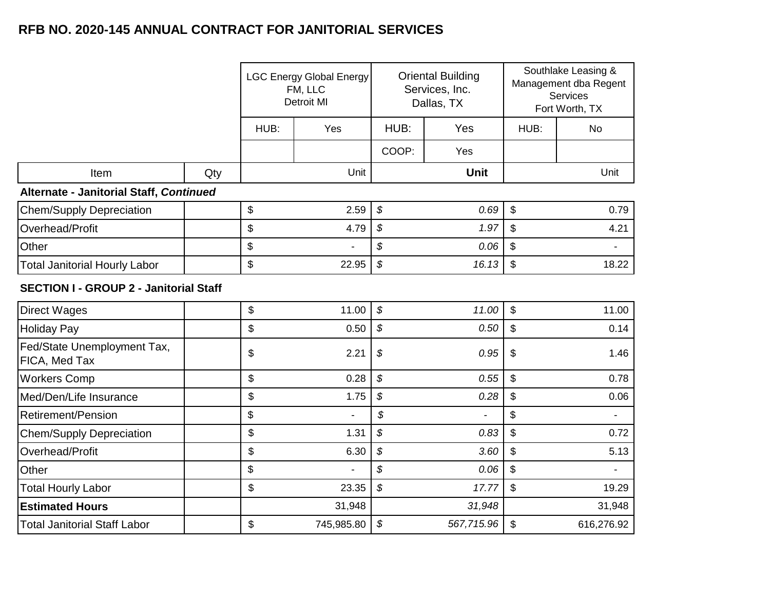## RFB NO. 2020-145 ANNUAL CONTRACT FOR JANITORIAL SERVICES

| Item | Qty | LGC Energy Global Energy FM, LLC Detroit MI | | Oriental Building Services, Inc. Dallas, TX | | Southlake Leasing & Management dba Regent Services Fort Worth, TX | |
|---|---|---|---|---|---|---|---|
| | | HUB: | Yes | HUB: | Yes | HUB: | No |
| | | | | COOP: | Yes | | |
| | | | Unit | | **Unit** | | Unit |
| **Alternate - Janitorial Staff, *Continued*** | | | | | | | |
| Chem/Supply Depreciation | | $ | 2.59 | *$* | *0.69* | $ | 0.79 |
| Overhead/Profit | | $ | 4.79 | *$* | *1.97* | $ | 4.21 |
| Other | | $ | - | *$* | *0.06* | $ | - |
| Total Janitorial Hourly Labor | | $ | 22.95 | *$* | *16.13* | $ | 18.22 |
| **SECTION I - GROUP 2 - Janitorial Staff** | | | | | | | |
| Direct Wages | | $ | 11.00 | *$* | *11.00* | $ | 11.00 |
| Holiday Pay | | $ | 0.50 | *$* | *0.50* | $ | 0.14 |
| Fed/State Unemployment Tax, FICA, Med Tax | | $ | 2.21 | *$* | *0.95* | $ | 1.46 |
| Workers Comp | | $ | 0.28 | *$* | *0.55* | $ | 0.78 |
| Med/Den/Life Insurance | | $ | 1.75 | *$* | *0.28* | $ | 0.06 |
| Retirement/Pension | | $ | - | *$* | - | $ | - |
| Chem/Supply Depreciation | | $ | 1.31 | *$* | *0.83* | $ | 0.72 |
| Overhead/Profit | | $ | 6.30 | *$* | *3.60* | $ | 5.13 |
| Other | | $ | - | *$* | *0.06* | $ | - |
| Total Hourly Labor | | $ | 23.35 | *$* | *17.77* | $ | 19.29 |
| **Estimated Hours** | | | 31,948 | | *31,948* | | 31,948 |
| Total Janitorial Staff Labor | | $ | 745,985.80 | *$* | *567,715.96* | $ | 616,276.92 |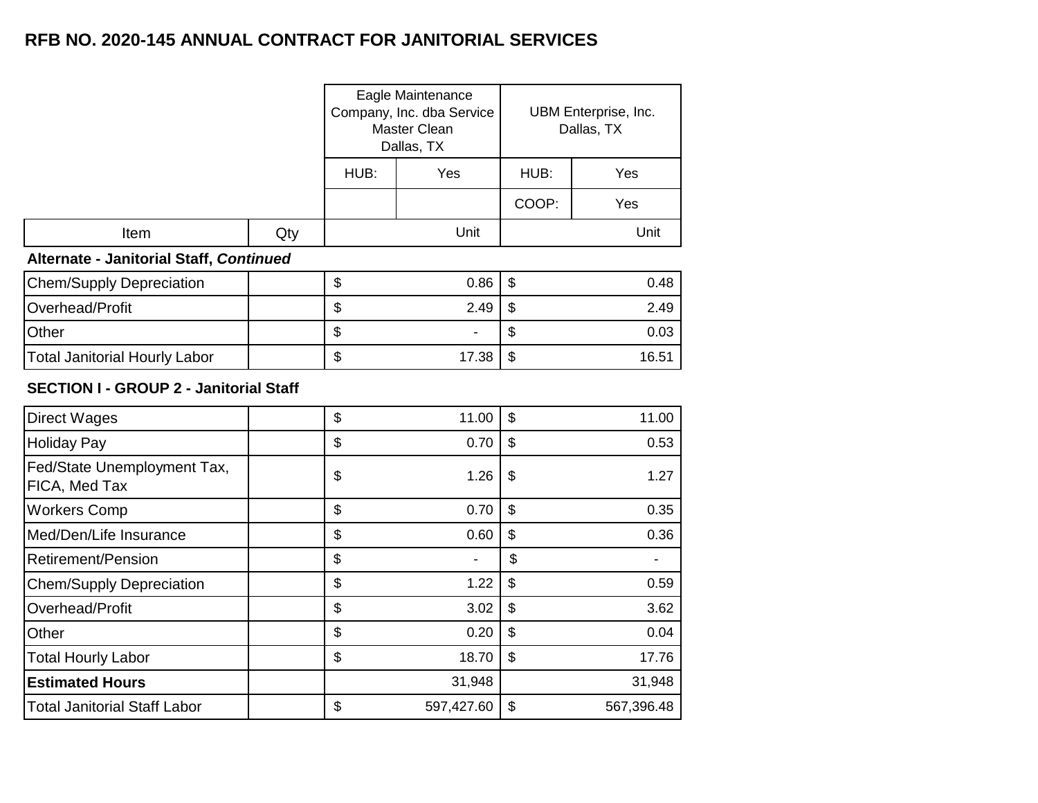# RFB NO. 2020-145 ANNUAL CONTRACT FOR JANITORIAL SERVICES

| Item | Qty | Eagle Maintenance Company, Inc. dba Service Master Clean Dallas, TX | UBM Enterprise, Inc. Dallas, TX |
|---|---|---|---|
| | | HUB: Yes | HUB: Yes |
| | | | COOP: Yes |
| | | Unit | Unit |
| **Alternate - Janitorial Staff, *Continued*** | | | |
| Chem/Supply Depreciation | | $ 0.86 | $ 0.48 |
| Overhead/Profit | | $ 2.49 | $ 2.49 |
| Other | | $ - | $ 0.03 |
| Total Janitorial Hourly Labor | | $ 17.38 | $ 16.51 |
| **SECTION I - GROUP 2 - Janitorial Staff** | | | |
| Direct Wages | | $ 11.00 | $ 11.00 |
| Holiday Pay | | $ 0.70 | $ 0.53 |
| Fed/State Unemployment Tax, FICA, Med Tax | | $ 1.26 | $ 1.27 |
| Workers Comp | | $ 0.70 | $ 0.35 |
| Med/Den/Life Insurance | | $ 0.60 | $ 0.36 |
| Retirement/Pension | | $ - | $ - |
| Chem/Supply Depreciation | | $ 1.22 | $ 0.59 |
| Overhead/Profit | | $ 3.02 | $ 3.62 |
| Other | | $ 0.20 | $ 0.04 |
| Total Hourly Labor | | $ 18.70 | $ 17.76 |
| **Estimated Hours** | | 31,948 | 31,948 |
| Total Janitorial Staff Labor | | $ 597,427.60 | $ 567,396.48 |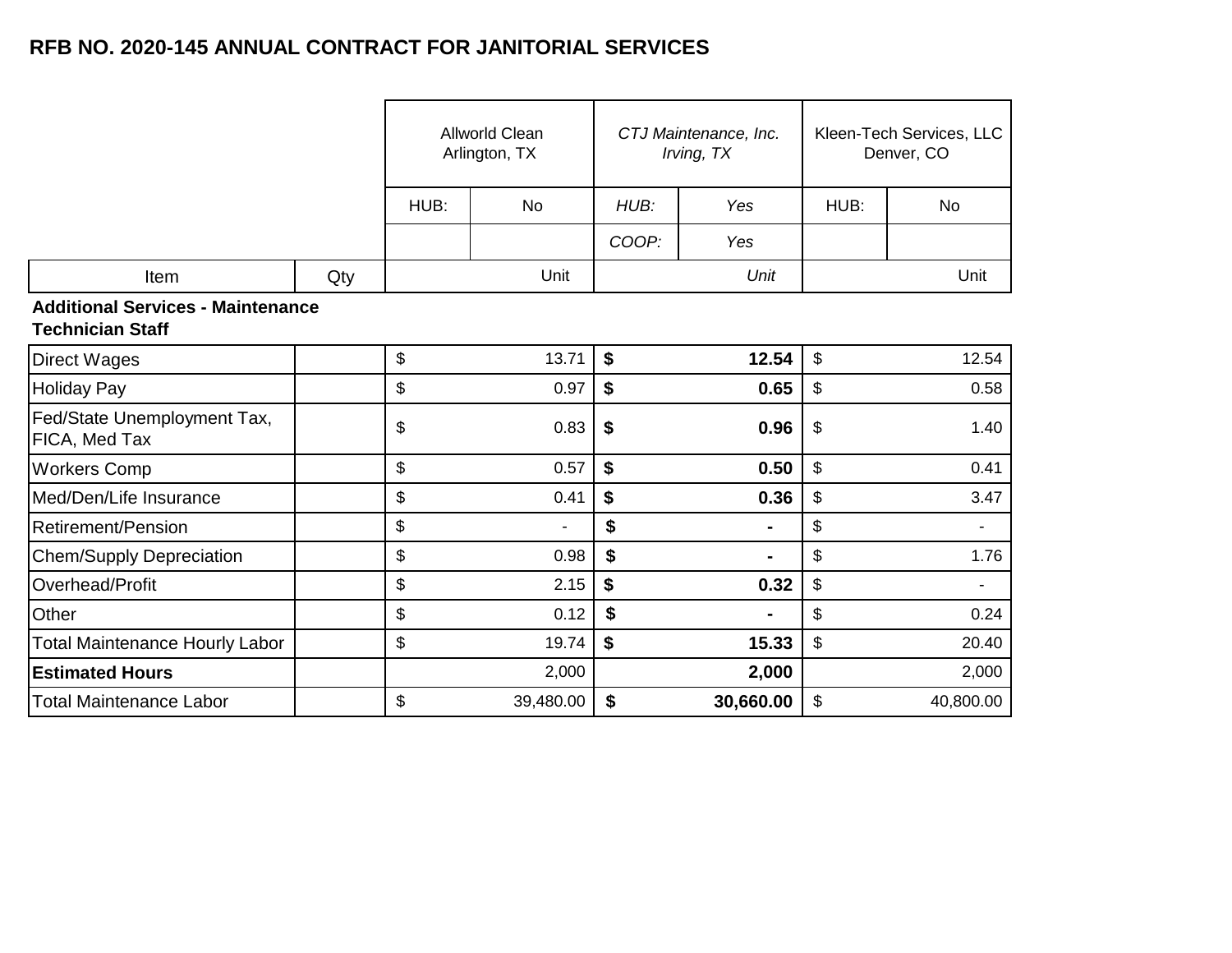## RFB NO. 2020-145 ANNUAL CONTRACT FOR JANITORIAL SERVICES

| Item | Qty | Allworld Clean<br>Arlington, TX | | *CTJ Maintenance, Inc.*<br>*Irving, TX* | | Kleen-Tech Services, LLC<br>Denver, CO | |
|---|---|---|---|---|---|---|---|
| | | HUB: | No | *HUB:* | *Yes* | HUB: | No |
| | | | | *COOP:* | *Yes* | | |
| | | | Unit | | *Unit* | | Unit |
| **Additional Services - Maintenance Technician Staff** | | | | | | | |
| Direct Wages | | $ | 13.71 | **$** | **12.54** | $ | 12.54 |
| Holiday Pay | | $ | 0.97 | **$** | **0.65** | $ | 0.58 |
| Fed/State Unemployment Tax, FICA, Med Tax | | $ | 0.83 | **$** | **0.96** | $ | 1.40 |
| Workers Comp | | $ | 0.57 | **$** | **0.50** | $ | 0.41 |
| Med/Den/Life Insurance | | $ | 0.41 | **$** | **0.36** | $ | 3.47 |
| Retirement/Pension | | $ | - | **$** | **-** | $ | - |
| Chem/Supply Depreciation | | $ | 0.98 | **$** | **-** | $ | 1.76 |
| Overhead/Profit | | $ | 2.15 | **$** | **0.32** | $ | - |
| Other | | $ | 0.12 | **$** | **-** | $ | 0.24 |
| Total Maintenance Hourly Labor | | $ | 19.74 | **$** | **15.33** | $ | 20.40 |
| **Estimated Hours** | | | 2,000 | | **2,000** | | 2,000 |
| Total Maintenance Labor | | $ | 39,480.00 | **$** | **30,660.00** | $ | 40,800.00 |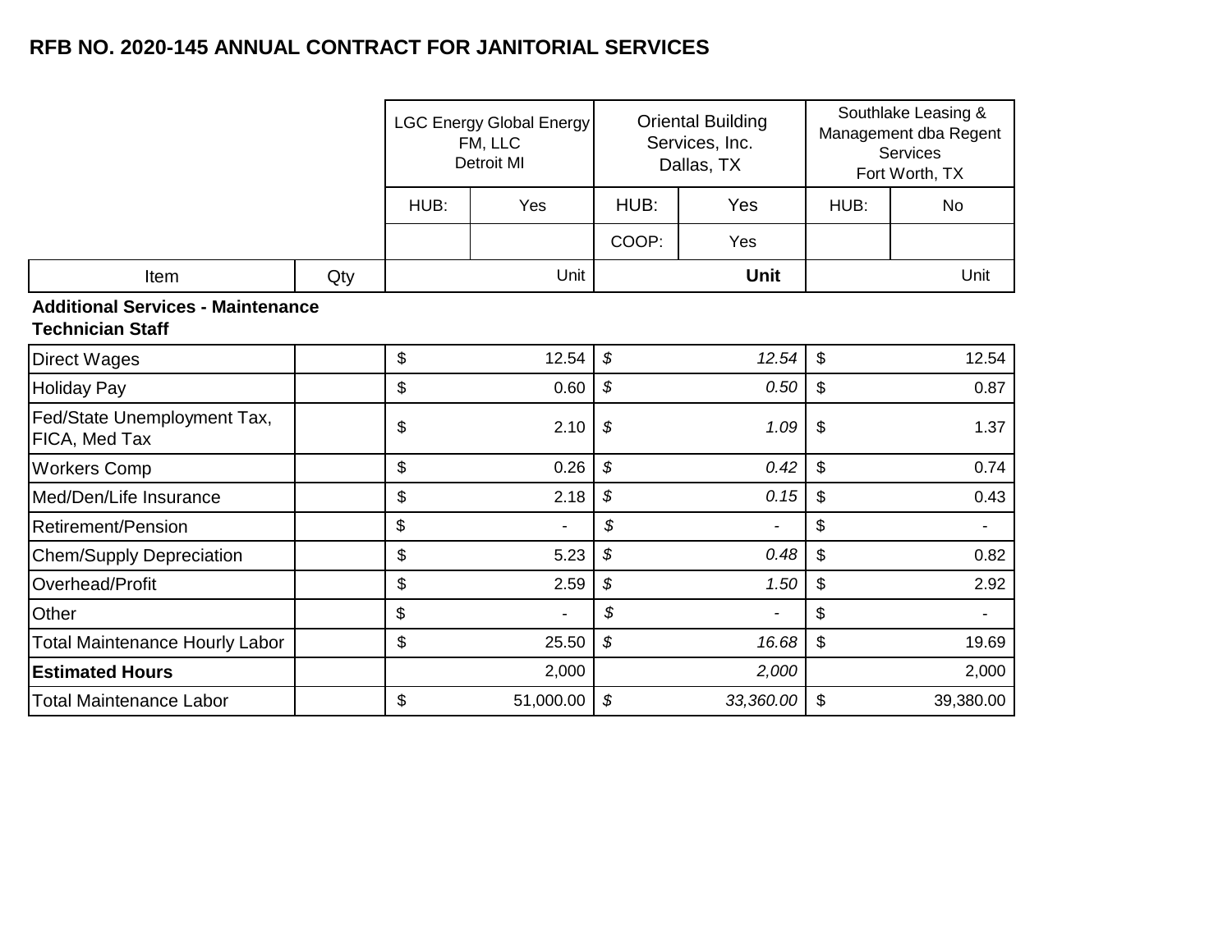## RFB NO. 2020-145 ANNUAL CONTRACT FOR JANITORIAL SERVICES

| | | LGC Energy Global Energy FM, LLC Detroit MI | | Oriental Building Services, Inc. Dallas, TX | | Southlake Leasing & Management dba Regent Services Fort Worth, TX | |
|---|---|---|---|---|---|---|---|
| | | HUB: | Yes | HUB: | Yes | HUB: | No |
| | | | | COOP: | Yes | | |
| Item | Qty | | Unit | | **Unit** | | Unit |
| **Additional Services - Maintenance Technician Staff** | | | | | | | |
| Direct Wages | | $ | 12.54 | *$* | *12.54* | $ | 12.54 |
| Holiday Pay | | $ | 0.60 | *$* | *0.50* | $ | 0.87 |
| Fed/State Unemployment Tax, FICA, Med Tax | | $ | 2.10 | *$* | *1.09* | $ | 1.37 |
| Workers Comp | | $ | 0.26 | *$* | *0.42* | $ | 0.74 |
| Med/Den/Life Insurance | | $ | 2.18 | *$* | *0.15* | $ | 0.43 |
| Retirement/Pension | | $ | - | *$* | - | $ | - |
| Chem/Supply Depreciation | | $ | 5.23 | *$* | *0.48* | $ | 0.82 |
| Overhead/Profit | | $ | 2.59 | *$* | *1.50* | $ | 2.92 |
| Other | | $ | - | *$* | - | $ | - |
| Total Maintenance Hourly Labor | | $ | 25.50 | *$* | *16.68* | $ | 19.69 |
| **Estimated Hours** | | | 2,000 | | *2,000* | | 2,000 |
| Total Maintenance Labor | | $ | 51,000.00 | *$* | *33,360.00* | $ | 39,380.00 |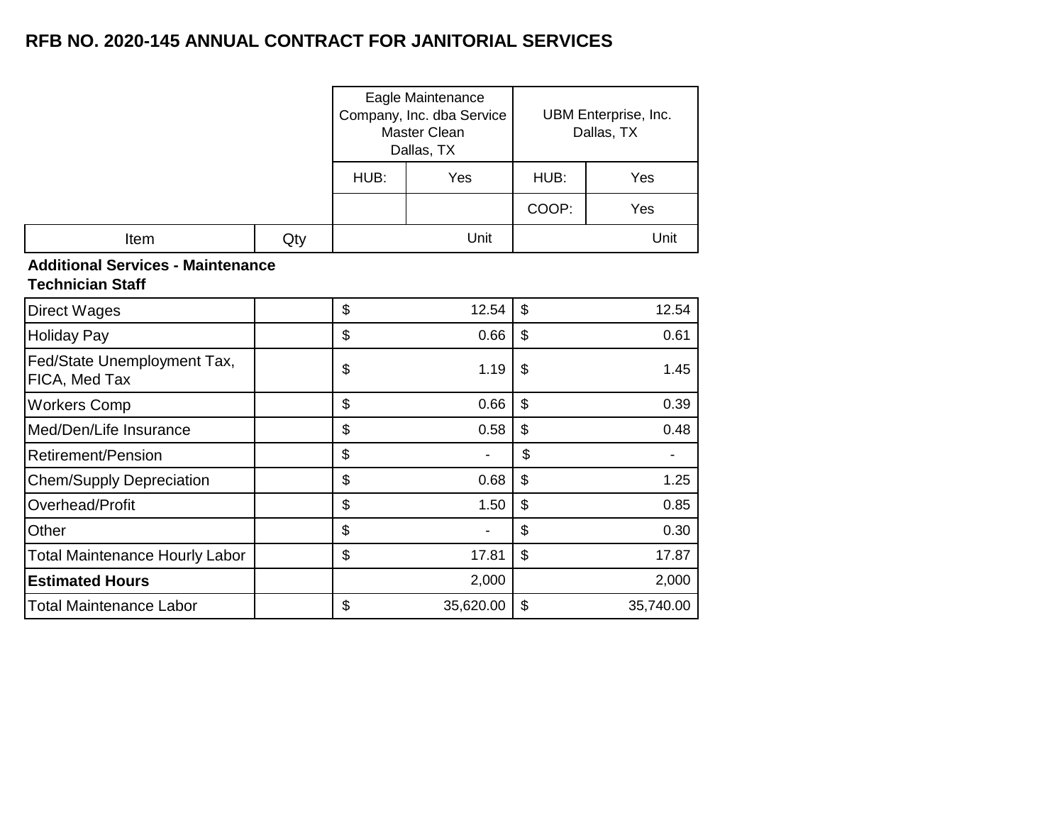# RFB NO. 2020-145 ANNUAL CONTRACT FOR JANITORIAL SERVICES

| Item | Qty | Eagle Maintenance Company, Inc. dba Service Master Clean Dallas, TX | UBM Enterprise, Inc. Dallas, TX |
|---|---|---|---|
| | | HUB: Yes | HUB: Yes |
| | | | COOP: Yes |
| | | Unit | Unit |
| **Additional Services - Maintenance Technician Staff** | | | |
| Direct Wages | | $ 12.54 | $ 12.54 |
| Holiday Pay | | $ 0.66 | $ 0.61 |
| Fed/State Unemployment Tax, FICA, Med Tax | | $ 1.19 | $ 1.45 |
| Workers Comp | | $ 0.66 | $ 0.39 |
| Med/Den/Life Insurance | | $ 0.58 | $ 0.48 |
| Retirement/Pension | | $ - | $ - |
| Chem/Supply Depreciation | | $ 0.68 | $ 1.25 |
| Overhead/Profit | | $ 1.50 | $ 0.85 |
| Other | | $ - | $ 0.30 |
| Total Maintenance Hourly Labor | | $ 17.81 | $ 17.87 |
| **Estimated Hours** | | 2,000 | 2,000 |
| Total Maintenance Labor | | $ 35,620.00 | $ 35,740.00 |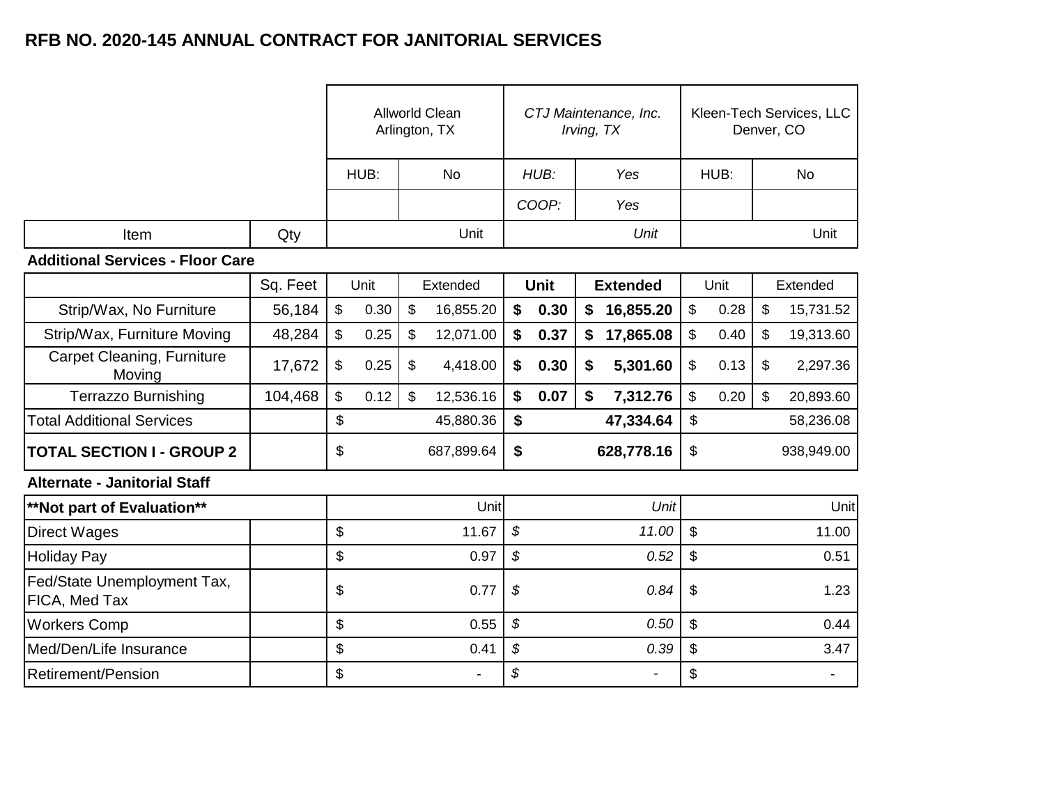## RFB NO. 2020-145 ANNUAL CONTRACT FOR JANITORIAL SERVICES

| | | Allworld Clean Arlington, TX | | *CTJ Maintenance, Inc. Irving, TX* | | Kleen-Tech Services, LLC Denver, CO | |
|---|---|---|---|---|---|---|---|
| | | HUB: | No | *HUB:* | *Yes* | HUB: | No |
| | | | | *COOP:* | *Yes* | | |
| Item | Qty | | Unit | | *Unit* | | Unit |
| **Additional Services - Floor Care** | | | | | | | |
| | Sq. Feet | Unit | Extended | **Unit** | **Extended** | Unit | Extended |
| Strip/Wax, No Furniture | 56,184 | $ 0.30 | $ 16,855.20 | **$ 0.30** | **$ 16,855.20** | $ 0.28 | $ 15,731.52 |
| Strip/Wax, Furniture Moving | 48,284 | $ 0.25 | $ 12,071.00 | **$ 0.37** | **$ 17,865.08** | $ 0.40 | $ 19,313.60 |
| Carpet Cleaning, Furniture Moving | 17,672 | $ 0.25 | $ 4,418.00 | **$ 0.30** | **$ 5,301.60** | $ 0.13 | $ 2,297.36 |
| Terrazzo Burnishing | 104,468 | $ 0.12 | $ 12,536.16 | **$ 0.07** | **$ 7,312.76** | $ 0.20 | $ 20,893.60 |
| Total Additional Services | | $ | 45,880.36 | **$** | **47,334.64** | $ | 58,236.08 |
| **TOTAL SECTION I - GROUP 2** | | $ | 687,899.64 | **$** | **628,778.16** | $ | 938,949.00 |
| **Alternate - Janitorial Staff** | | | | | | | |
| **\*\*Not part of Evaluation\*\*** | | | Unit | | *Unit* | | Unit |
| Direct Wages | | $ | 11.67 | *$* | *11.00* | $ | 11.00 |
| Holiday Pay | | $ | 0.97 | *$* | *0.52* | $ | 0.51 |
| Fed/State Unemployment Tax, FICA, Med Tax | | $ | 0.77 | *$* | *0.84* | $ | 1.23 |
| Workers Comp | | $ | 0.55 | *$* | *0.50* | $ | 0.44 |
| Med/Den/Life Insurance | | $ | 0.41 | *$* | *0.39* | $ | 3.47 |
| Retirement/Pension | | $ | - | *$* | - | $ | - |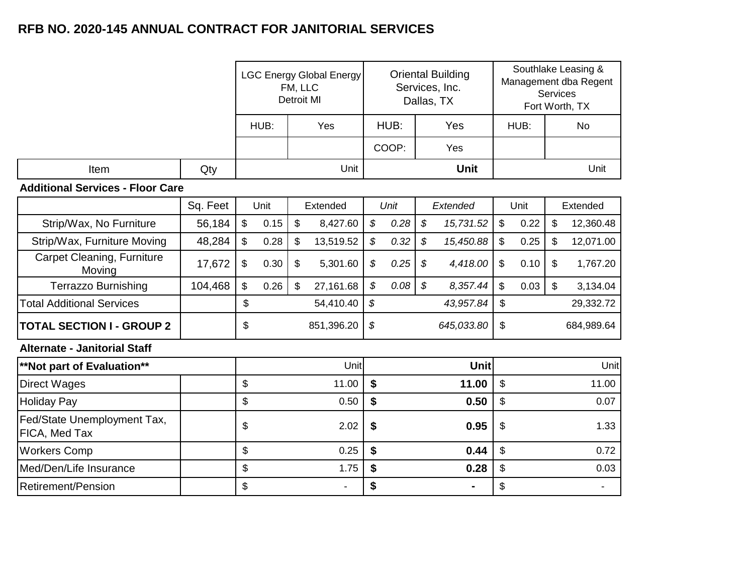## RFB NO. 2020-145 ANNUAL CONTRACT FOR JANITORIAL SERVICES

| Item | Qty | LGC Energy Global Energy FM, LLC Detroit MI | | Oriental Building Services, Inc. Dallas, TX | | Southlake Leasing & Management dba Regent Services Fort Worth, TX | |
|---|---|---|---|---|---|---|---|
| | | HUB: | Yes | HUB: | Yes | HUB: | No |
| | | | | COOP: | Yes | | |
| | | Unit | | **Unit** | | Unit | |
| **Additional Services - Floor Care** | | | | | | | |
| | Sq. Feet | Unit | Extended | *Unit* | *Extended* | Unit | Extended |
| Strip/Wax, No Furniture | 56,184 | $ 0.15 | $ 8,427.60 | *$ 0.28* | *$ 15,731.52* | $ 0.22 | $ 12,360.48 |
| Strip/Wax, Furniture Moving | 48,284 | $ 0.28 | $ 13,519.52 | *$ 0.32* | *$ 15,450.88* | $ 0.25 | $ 12,071.00 |
| Carpet Cleaning, Furniture Moving | 17,672 | $ 0.30 | $ 5,301.60 | *$ 0.25* | *$ 4,418.00* | $ 0.10 | $ 1,767.20 |
| Terrazzo Burnishing | 104,468 | $ 0.26 | $ 27,161.68 | *$ 0.08* | *$ 8,357.44* | $ 0.03 | $ 3,134.04 |
| Total Additional Services | | $ 54,410.40 | | *$ 43,957.84* | | $ 29,332.72 | |
| **TOTAL SECTION I - GROUP 2** | | $ 851,396.20 | | *$ 645,033.80* | | $ 684,989.64 | |

**Alternate - Janitorial Staff**

| **Not part of Evaluation** | | Unit | **Unit** | Unit |
|---|---|---|---|---|
| Direct Wages | | $ 11.00 | **$ 11.00** | $ 11.00 |
| Holiday Pay | | $ 0.50 | **$ 0.50** | $ 0.07 |
| Fed/State Unemployment Tax, FICA, Med Tax | | $ 2.02 | **$ 0.95** | $ 1.33 |
| Workers Comp | | $ 0.25 | **$ 0.44** | $ 0.72 |
| Med/Den/Life Insurance | | $ 1.75 | **$ 0.28** | $ 0.03 |
| Retirement/Pension | | $ - | **$ -** | $ - |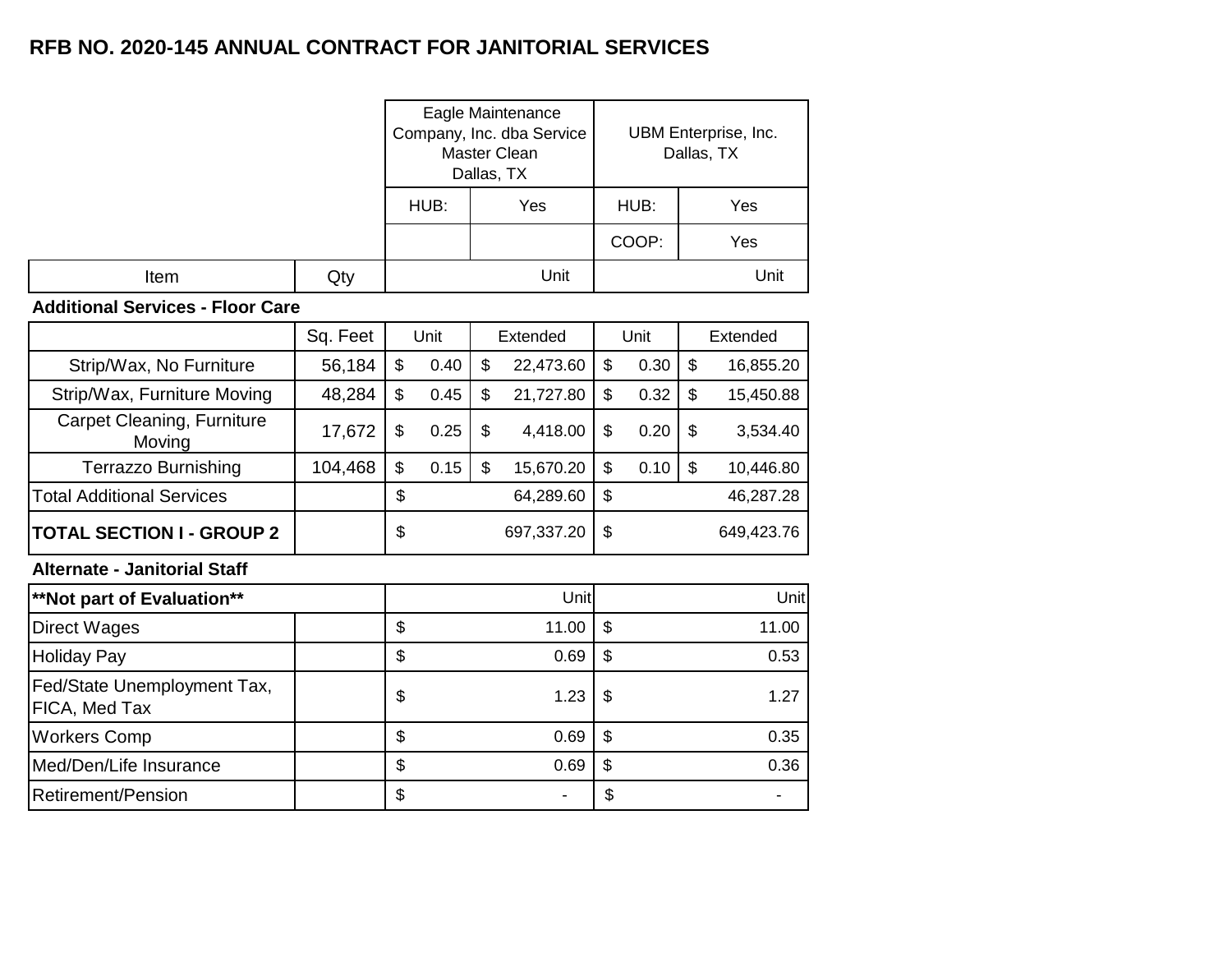# RFB NO. 2020-145 ANNUAL CONTRACT FOR JANITORIAL SERVICES

| | | Eagle Maintenance Company, Inc. dba Service Master Clean Dallas, TX | | UBM Enterprise, Inc. Dallas, TX | |
|---|---|---|---|---|---|
| | | HUB: | Yes | HUB: | Yes |
| | | | | COOP: | Yes |
| Item | Qty | | Unit | | Unit |
| **Additional Services - Floor Care** | | | | | |
| | Sq. Feet | Unit | Extended | Unit | Extended |
| Strip/Wax, No Furniture | 56,184 | $ 0.40 | $ 22,473.60 | $ 0.30 | $ 16,855.20 |
| Strip/Wax, Furniture Moving | 48,284 | $ 0.45 | $ 21,727.80 | $ 0.32 | $ 15,450.88 |
| Carpet Cleaning, Furniture Moving | 17,672 | $ 0.25 | $ 4,418.00 | $ 0.20 | $ 3,534.40 |
| Terrazzo Burnishing | 104,468 | $ 0.15 | $ 15,670.20 | $ 0.10 | $ 10,446.80 |
| Total Additional Services | | $ | 64,289.60 | $ | 46,287.28 |
| **TOTAL SECTION I - GROUP 2** | | $ | 697,337.20 | $ | 649,423.76 |

**Alternate - Janitorial Staff**

| **Not part of Evaluation** | | | Unit | | Unit |
|---|---|---|---|---|---|
| Direct Wages | | $ | 11.00 | $ | 11.00 |
| Holiday Pay | | $ | 0.69 | $ | 0.53 |
| Fed/State Unemployment Tax, FICA, Med Tax | | $ | 1.23 | $ | 1.27 |
| Workers Comp | | $ | 0.69 | $ | 0.35 |
| Med/Den/Life Insurance | | $ | 0.69 | $ | 0.36 |
| Retirement/Pension | | $ | - | $ | - |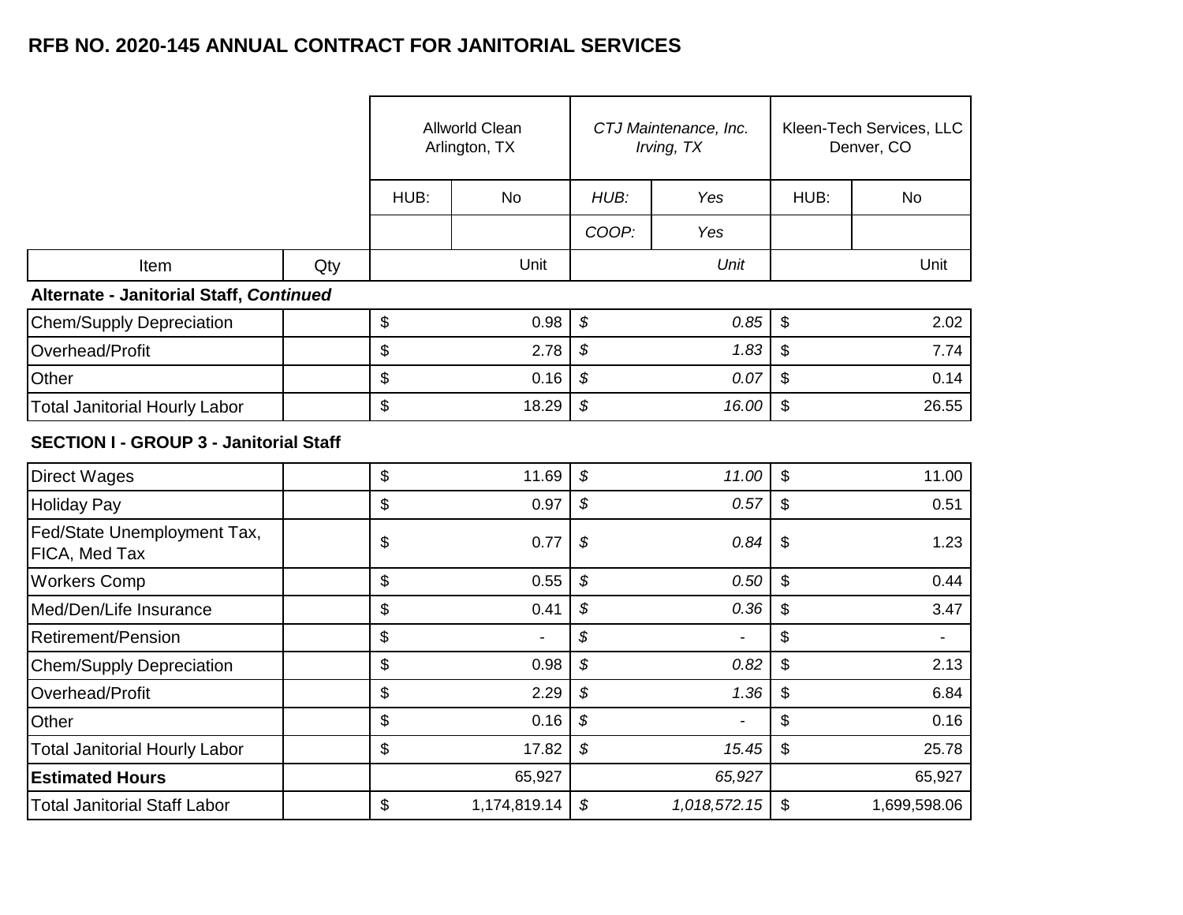## RFB NO. 2020-145 ANNUAL CONTRACT FOR JANITORIAL SERVICES

| Item | Qty | Allworld Clean<br>Arlington, TX | | *CTJ Maintenance, Inc.*<br>*Irving, TX* | | Kleen-Tech Services, LLC<br>Denver, CO | |
|---|---|---|---|---|---|---|---|
| | | HUB: | No | *HUB:* | *Yes* | HUB: | No |
| | | | | *COOP:* | *Yes* | | |
| | | | Unit | | *Unit* | | Unit |
| **Alternate - Janitorial Staff, *Continued*** | | | | | | | |
| Chem/Supply Depreciation | | $ | 0.98 | *$* | *0.85* | $ | 2.02 |
| Overhead/Profit | | $ | 2.78 | *$* | *1.83* | $ | 7.74 |
| Other | | $ | 0.16 | *$* | *0.07* | $ | 0.14 |
| Total Janitorial Hourly Labor | | $ | 18.29 | *$* | *16.00* | $ | 26.55 |
| **SECTION I - GROUP 3 - Janitorial Staff** | | | | | | | |
| Direct Wages | | $ | 11.69 | *$* | *11.00* | $ | 11.00 |
| Holiday Pay | | $ | 0.97 | *$* | *0.57* | $ | 0.51 |
| Fed/State Unemployment Tax, FICA, Med Tax | | $ | 0.77 | *$* | *0.84* | $ | 1.23 |
| Workers Comp | | $ | 0.55 | *$* | *0.50* | $ | 0.44 |
| Med/Den/Life Insurance | | $ | 0.41 | *$* | *0.36* | $ | 3.47 |
| Retirement/Pension | | $ | - | *$* | *-* | $ | - |
| Chem/Supply Depreciation | | $ | 0.98 | *$* | *0.82* | $ | 2.13 |
| Overhead/Profit | | $ | 2.29 | *$* | *1.36* | $ | 6.84 |
| Other | | $ | 0.16 | *$* | *-* | $ | 0.16 |
| Total Janitorial Hourly Labor | | $ | 17.82 | *$* | *15.45* | $ | 25.78 |
| **Estimated Hours** | | | 65,927 | | *65,927* | | 65,927 |
| Total Janitorial Staff Labor | | $ | 1,174,819.14 | *$* | *1,018,572.15* | $ | 1,699,598.06 |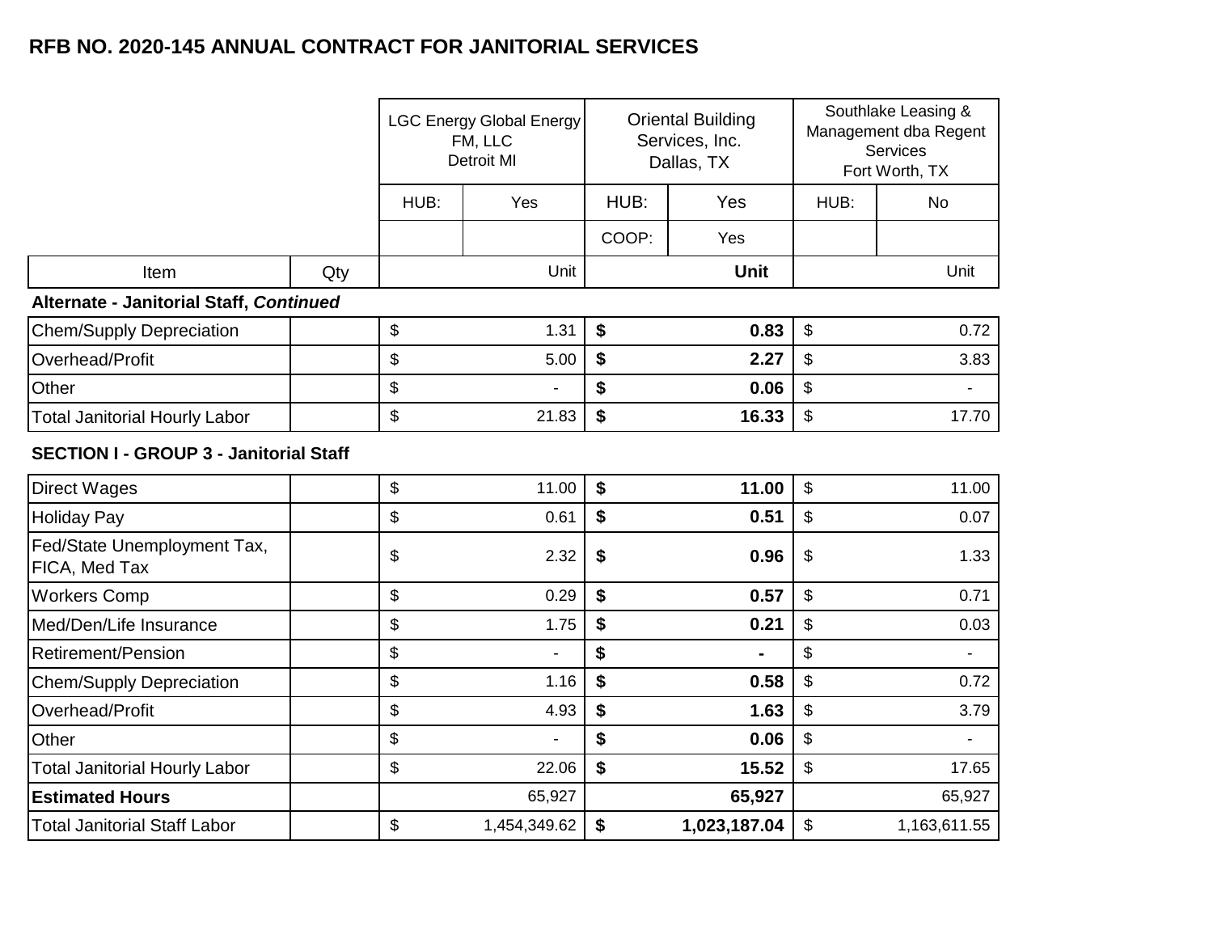# RFB NO. 2020-145 ANNUAL CONTRACT FOR JANITORIAL SERVICES

| | | LGC Energy Global Energy FM, LLC Detroit MI | | Oriental Building Services, Inc. Dallas, TX | | Southlake Leasing & Management dba Regent Services Fort Worth, TX | |
|---|---|---|---|---|---|---|---|
| | | HUB: | Yes | HUB: | Yes | HUB: | No |
| | | | | COOP: | Yes | | |
| Item | Qty | | Unit | | **Unit** | | Unit |
| **Alternate - Janitorial Staff, *Continued*** | | | | | | | |
| Chem/Supply Depreciation | | $ | 1.31 | **$** | **0.83** | $ | 0.72 |
| Overhead/Profit | | $ | 5.00 | **$** | **2.27** | $ | 3.83 |
| Other | | $ | - | **$** | **0.06** | $ | - |
| Total Janitorial Hourly Labor | | $ | 21.83 | **$** | **16.33** | $ | 17.70 |
| **SECTION I - GROUP 3 - Janitorial Staff** | | | | | | | |
| Direct Wages | | $ | 11.00 | **$** | **11.00** | $ | 11.00 |
| Holiday Pay | | $ | 0.61 | **$** | **0.51** | $ | 0.07 |
| Fed/State Unemployment Tax, FICA, Med Tax | | $ | 2.32 | **$** | **0.96** | $ | 1.33 |
| Workers Comp | | $ | 0.29 | **$** | **0.57** | $ | 0.71 |
| Med/Den/Life Insurance | | $ | 1.75 | **$** | **0.21** | $ | 0.03 |
| Retirement/Pension | | $ | - | **$** | **-** | $ | - |
| Chem/Supply Depreciation | | $ | 1.16 | **$** | **0.58** | $ | 0.72 |
| Overhead/Profit | | $ | 4.93 | **$** | **1.63** | $ | 3.79 |
| Other | | $ | - | **$** | **0.06** | $ | - |
| Total Janitorial Hourly Labor | | $ | 22.06 | **$** | **15.52** | $ | 17.65 |
| **Estimated Hours** | | | 65,927 | | **65,927** | | 65,927 |
| Total Janitorial Staff Labor | | $ | 1,454,349.62 | **$** | **1,023,187.04** | $ | 1,163,611.55 |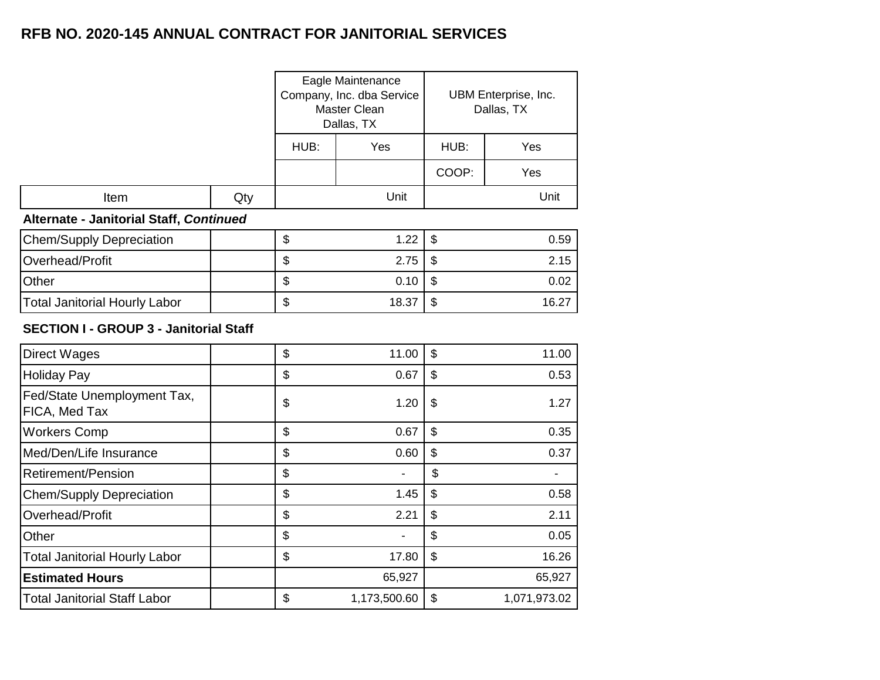# RFB NO. 2020-145 ANNUAL CONTRACT FOR JANITORIAL SERVICES

| | | Eagle Maintenance Company, Inc. dba Service Master Clean Dallas, TX | | UBM Enterprise, Inc. Dallas, TX | |
|---|---|---|---|---|---|
| | | HUB: | Yes | HUB: | Yes |
| | | | | COOP: | Yes |
| Item | Qty | | Unit | | Unit |
| **Alternate - Janitorial Staff, *Continued*** | | | | | |
| Chem/Supply Depreciation | | $ | 1.22 | $ | 0.59 |
| Overhead/Profit | | $ | 2.75 | $ | 2.15 |
| Other | | $ | 0.10 | $ | 0.02 |
| Total Janitorial Hourly Labor | | $ | 18.37 | $ | 16.27 |
| **SECTION I - GROUP 3 - Janitorial Staff** | | | | | |
| Direct Wages | | $ | 11.00 | $ | 11.00 |
| Holiday Pay | | $ | 0.67 | $ | 0.53 |
| Fed/State Unemployment Tax, FICA, Med Tax | | $ | 1.20 | $ | 1.27 |
| Workers Comp | | $ | 0.67 | $ | 0.35 |
| Med/Den/Life Insurance | | $ | 0.60 | $ | 0.37 |
| Retirement/Pension | | $ | - | $ | - |
| Chem/Supply Depreciation | | $ | 1.45 | $ | 0.58 |
| Overhead/Profit | | $ | 2.21 | $ | 2.11 |
| Other | | $ | - | $ | 0.05 |
| Total Janitorial Hourly Labor | | $ | 17.80 | $ | 16.26 |
| **Estimated Hours** | | | 65,927 | | 65,927 |
| Total Janitorial Staff Labor | | $ | 1,173,500.60 | $ | 1,071,973.02 |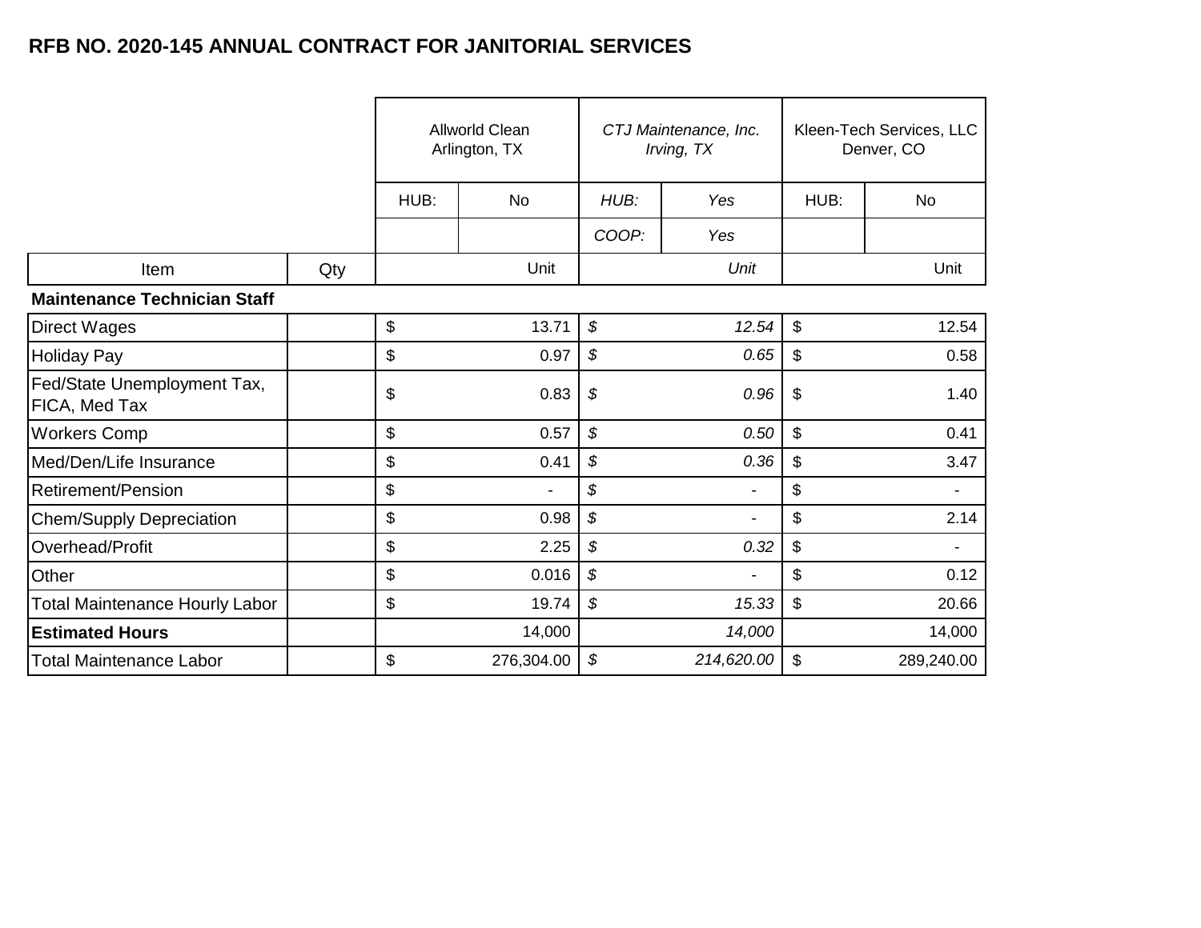# RFB NO. 2020-145 ANNUAL CONTRACT FOR JANITORIAL SERVICES

| Item | Qty | Allworld Clean Arlington, TX | | *CTJ Maintenance, Inc. Irving, TX* | | Kleen-Tech Services, LLC Denver, CO | |
|---|---|---|---|---|---|---|---|
| | | HUB: | No | *HUB:* | *Yes* | HUB: | No |
| | | | | *COOP:* | *Yes* | | |
| | | | Unit | | *Unit* | | Unit |
| **Maintenance Technician Staff** | | | | | | | |
| Direct Wages | | $ | 13.71 | *$* | *12.54* | $ | 12.54 |
| Holiday Pay | | $ | 0.97 | *$* | *0.65* | $ | 0.58 |
| Fed/State Unemployment Tax, FICA, Med Tax | | $ | 0.83 | *$* | *0.96* | $ | 1.40 |
| Workers Comp | | $ | 0.57 | *$* | *0.50* | $ | 0.41 |
| Med/Den/Life Insurance | | $ | 0.41 | *$* | *0.36* | $ | 3.47 |
| Retirement/Pension | | $ | - | *$* | - | $ | - |
| Chem/Supply Depreciation | | $ | 0.98 | *$* | - | $ | 2.14 |
| Overhead/Profit | | $ | 2.25 | *$* | *0.32* | $ | - |
| Other | | $ | 0.016 | *$* | - | $ | 0.12 |
| Total Maintenance Hourly Labor | | $ | 19.74 | *$* | *15.33* | $ | 20.66 |
| **Estimated Hours** | | | 14,000 | | *14,000* | | 14,000 |
| Total Maintenance Labor | | $ | 276,304.00 | *$* | *214,620.00* | $ | 289,240.00 |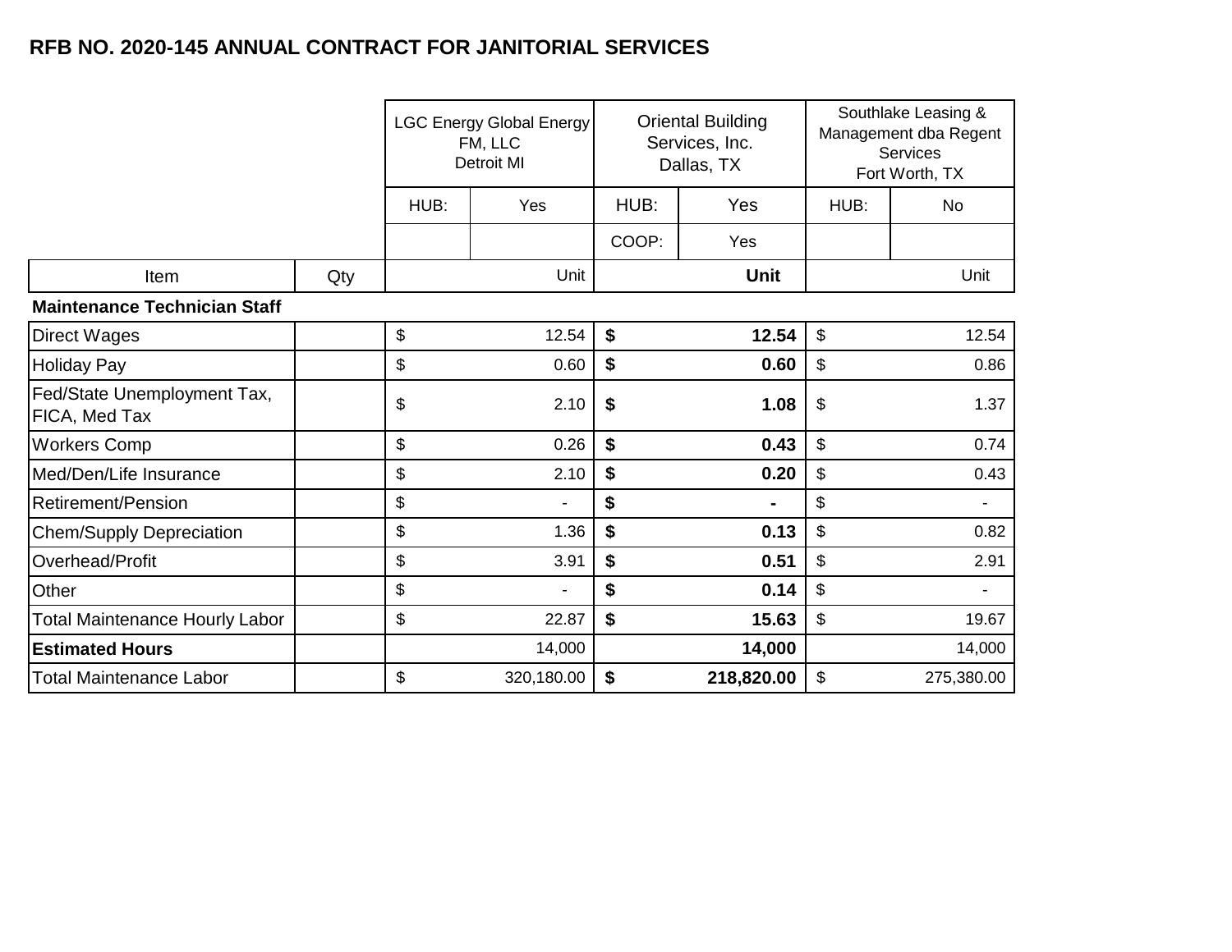# RFB NO. 2020-145 ANNUAL CONTRACT FOR JANITORIAL SERVICES

| Item | Qty | LGC Energy Global Energy FM, LLC Detroit MI | | Oriental Building Services, Inc. Dallas, TX | | Southlake Leasing & Management dba Regent Services Fort Worth, TX | |
|---|---|---|---|---|---|---|---|
| | | HUB: | Yes | HUB: | Yes | HUB: | No |
| | | | | COOP: | Yes | | |
| | | | Unit | | **Unit** | | Unit |
| **Maintenance Technician Staff** | | | | | | | |
| Direct Wages | | $ | 12.54 | **$** | **12.54** | $ | 12.54 |
| Holiday Pay | | $ | 0.60 | **$** | **0.60** | $ | 0.86 |
| Fed/State Unemployment Tax, FICA, Med Tax | | $ | 2.10 | **$** | **1.08** | $ | 1.37 |
| Workers Comp | | $ | 0.26 | **$** | **0.43** | $ | 0.74 |
| Med/Den/Life Insurance | | $ | 2.10 | **$** | **0.20** | $ | 0.43 |
| Retirement/Pension | | $ | - | **$** | **-** | $ | - |
| Chem/Supply Depreciation | | $ | 1.36 | **$** | **0.13** | $ | 0.82 |
| Overhead/Profit | | $ | 3.91 | **$** | **0.51** | $ | 2.91 |
| Other | | $ | - | **$** | **0.14** | $ | - |
| Total Maintenance Hourly Labor | | $ | 22.87 | **$** | **15.63** | $ | 19.67 |
| **Estimated Hours** | | | 14,000 | | **14,000** | | 14,000 |
| Total Maintenance Labor | | $ | 320,180.00 | **$** | **218,820.00** | $ | 275,380.00 |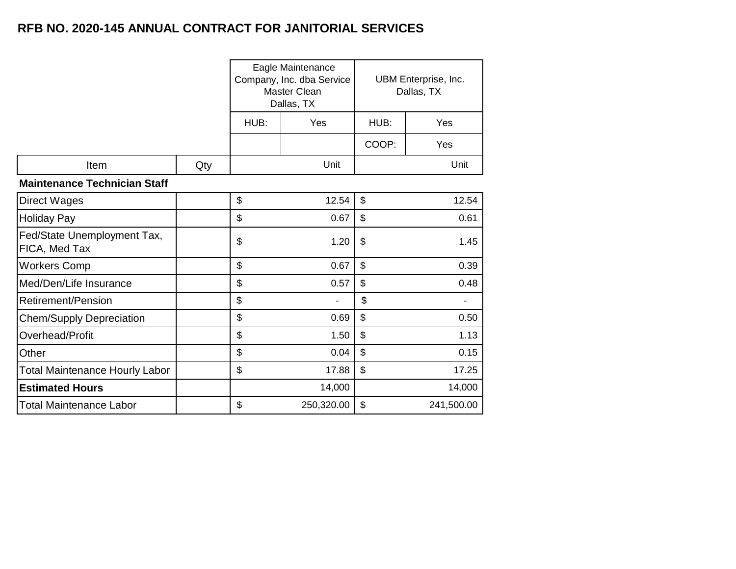# RFB NO. 2020-145 ANNUAL CONTRACT FOR JANITORIAL SERVICES

| | | Eagle Maintenance Company, Inc. dba Service Master Clean Dallas, TX | | UBM Enterprise, Inc. Dallas, TX | |
|---|---|---|---|---|---|
| | | HUB: | Yes | HUB: | Yes |
| | | | | COOP: | Yes |
| Item | Qty | | Unit | | Unit |
| **Maintenance Technician Staff** | | | | | |
| Direct Wages | | $ | 12.54 | $ | 12.54 |
| Holiday Pay | | $ | 0.67 | $ | 0.61 |
| Fed/State Unemployment Tax, FICA, Med Tax | | $ | 1.20 | $ | 1.45 |
| Workers Comp | | $ | 0.67 | $ | 0.39 |
| Med/Den/Life Insurance | | $ | 0.57 | $ | 0.48 |
| Retirement/Pension | | $ | - | $ | - |
| Chem/Supply Depreciation | | $ | 0.69 | $ | 0.50 |
| Overhead/Profit | | $ | 1.50 | $ | 1.13 |
| Other | | $ | 0.04 | $ | 0.15 |
| Total Maintenance Hourly Labor | | $ | 17.88 | $ | 17.25 |
| **Estimated Hours** | | | 14,000 | | 14,000 |
| Total Maintenance Labor | | $ | 250,320.00 | $ | 241,500.00 |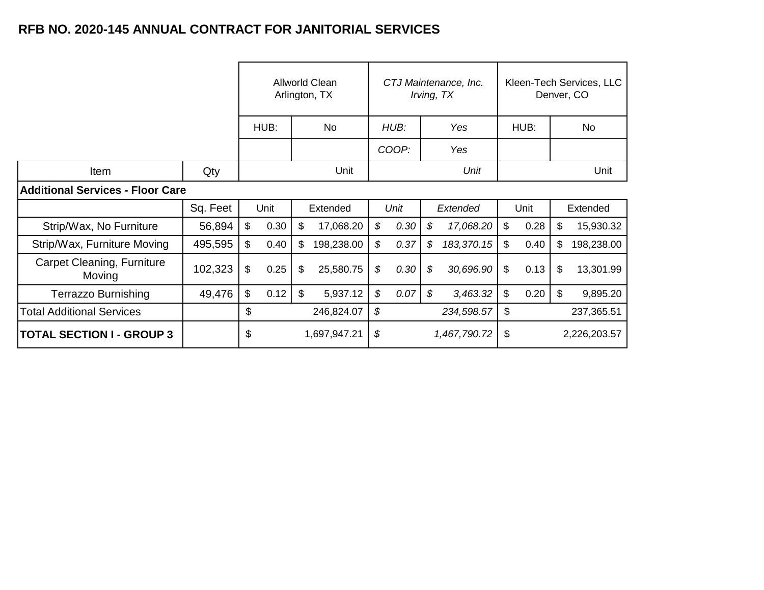## RFB NO. 2020-145 ANNUAL CONTRACT FOR JANITORIAL SERVICES

| | | Allworld Clean Arlington, TX | | *CTJ Maintenance, Inc. Irving, TX* | | Kleen-Tech Services, LLC Denver, CO | |
|---|---|---|---|---|---|---|---|
| | | HUB: | No | *HUB:* | *Yes* | HUB: | No |
| | | | | *COOP:* | *Yes* | | |
| Item | Qty | | Unit | | *Unit* | | Unit |
| **Additional Services - Floor Care** | | | | | | | |
| | Sq. Feet | Unit | Extended | *Unit* | *Extended* | Unit | Extended |
| Strip/Wax, No Furniture | 56,894 | $ 0.30 | $ 17,068.20 | *$ 0.30* | *$ 17,068.20* | $ 0.28 | $ 15,930.32 |
| Strip/Wax, Furniture Moving | 495,595 | $ 0.40 | $ 198,238.00 | *$ 0.37* | *$ 183,370.15* | $ 0.40 | $ 198,238.00 |
| Carpet Cleaning, Furniture Moving | 102,323 | $ 0.25 | $ 25,580.75 | *$ 0.30* | *$ 30,696.90* | $ 0.13 | $ 13,301.99 |
| Terrazzo Burnishing | 49,476 | $ 0.12 | $ 5,937.12 | *$ 0.07* | *$ 3,463.32* | $ 0.20 | $ 9,895.20 |
| Total Additional Services | | $ | 246,824.07 | *$* | *234,598.57* | $ | 237,365.51 |
| **TOTAL SECTION I - GROUP 3** | | $ | 1,697,947.21 | *$* | *1,467,790.72* | $ | 2,226,203.57 |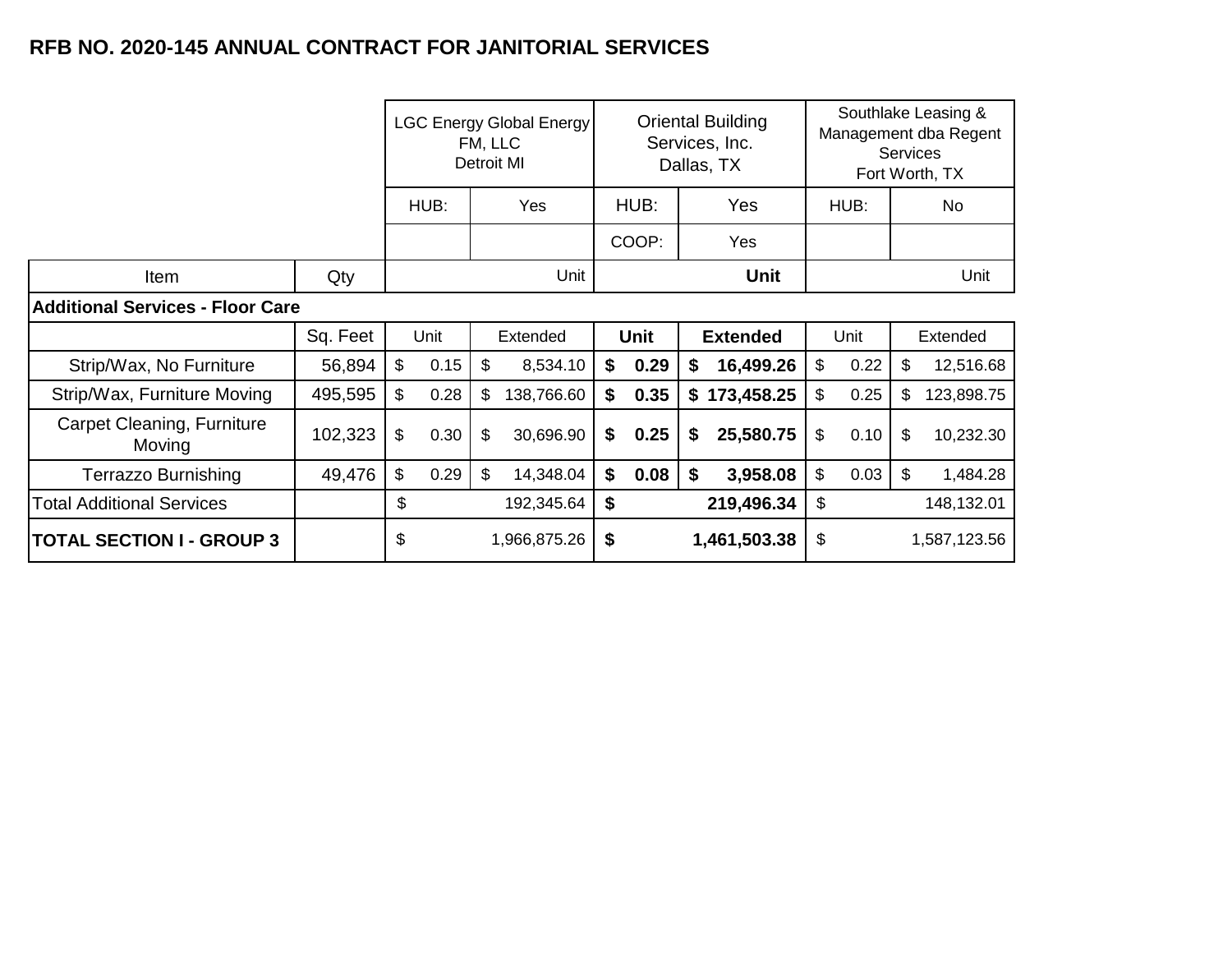# RFB NO. 2020-145 ANNUAL CONTRACT FOR JANITORIAL SERVICES

| Item | Qty | LGC Energy Global Energy FM, LLC Detroit MI | | Oriental Building Services, Inc. Dallas, TX | | Southlake Leasing & Management dba Regent Services Fort Worth, TX | |
|---|---|---|---|---|---|---|---|
| | | HUB: | Yes | HUB: | Yes | HUB: | No |
| | | | | COOP: | Yes | | |
| | | | Unit | | **Unit** | | Unit |
| **Additional Services - Floor Care** | | | | | | | |
| | Sq. Feet | Unit | Extended | **Unit** | **Extended** | Unit | Extended |
| Strip/Wax, No Furniture | 56,894 | $ 0.15 | $ 8,534.10 | **$ 0.29** | **$ 16,499.26** | $ 0.22 | $ 12,516.68 |
| Strip/Wax, Furniture Moving | 495,595 | $ 0.28 | $ 138,766.60 | **$ 0.35** | **$ 173,458.25** | $ 0.25 | $ 123,898.75 |
| Carpet Cleaning, Furniture Moving | 102,323 | $ 0.30 | $ 30,696.90 | **$ 0.25** | **$ 25,580.75** | $ 0.10 | $ 10,232.30 |
| Terrazzo Burnishing | 49,476 | $ 0.29 | $ 14,348.04 | **$ 0.08** | **$ 3,958.08** | $ 0.03 | $ 1,484.28 |
| Total Additional Services | | $ 192,345.64 | | **$ 219,496.34** | | $ 148,132.01 | |
| **TOTAL SECTION I - GROUP 3** | | $ 1,966,875.26 | | **$ 1,461,503.38** | | $ 1,587,123.56 | |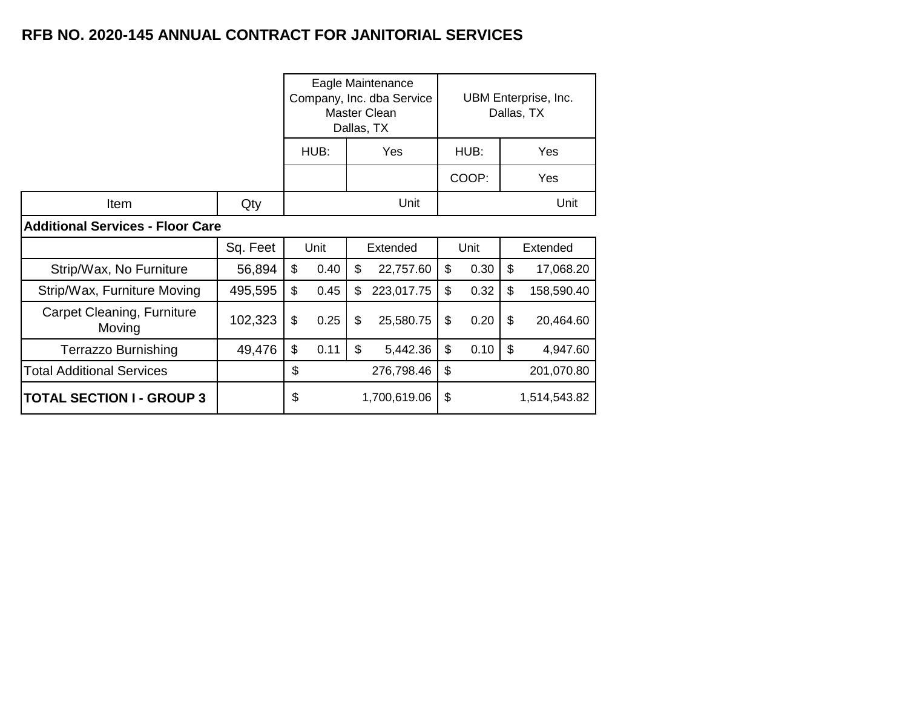## RFB NO. 2020-145 ANNUAL CONTRACT FOR JANITORIAL SERVICES

| | | Eagle Maintenance Company, Inc. dba Service Master Clean Dallas, TX | | UBM Enterprise, Inc. Dallas, TX | |
|---|---|---|---|---|---|
| | | HUB: | Yes | HUB: | Yes |
| | | | | COOP: | Yes |
| Item | Qty | | Unit | | Unit |
| **Additional Services - Floor Care** | | | | | |
| | Sq. Feet | Unit | Extended | Unit | Extended |
| Strip/Wax, No Furniture | 56,894 | $ 0.40 | $ 22,757.60 | $ 0.30 | $ 17,068.20 |
| Strip/Wax, Furniture Moving | 495,595 | $ 0.45 | $ 223,017.75 | $ 0.32 | $ 158,590.40 |
| Carpet Cleaning, Furniture Moving | 102,323 | $ 0.25 | $ 25,580.75 | $ 0.20 | $ 20,464.60 |
| Terrazzo Burnishing | 49,476 | $ 0.11 | $ 5,442.36 | $ 0.10 | $ 4,947.60 |
| Total Additional Services | | $ | 276,798.46 | $ | 201,070.80 |
| **TOTAL SECTION I - GROUP 3** | | $ | 1,700,619.06 | $ | 1,514,543.82 |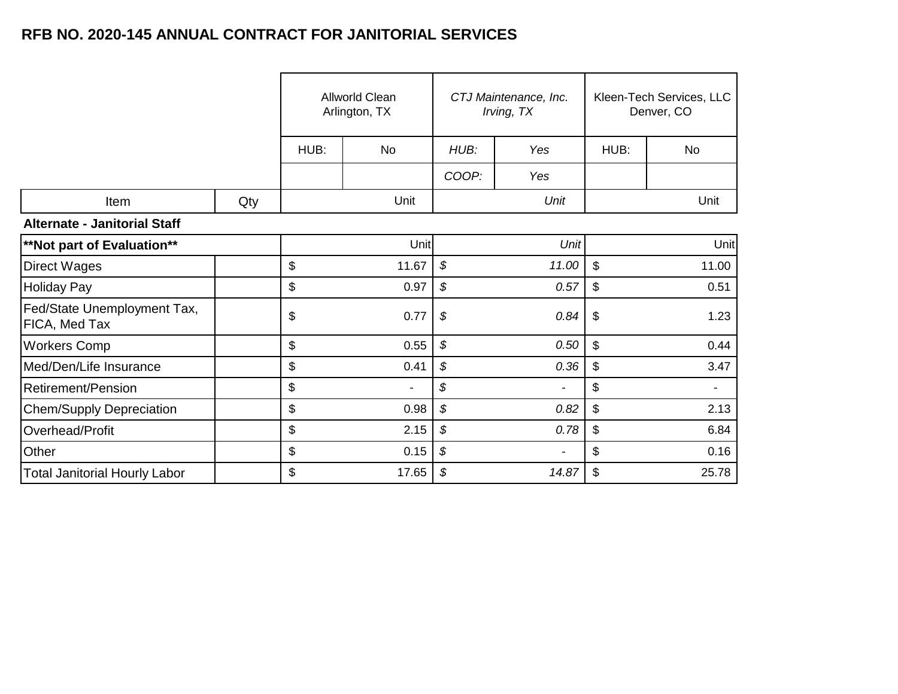# RFB NO. 2020-145 ANNUAL CONTRACT FOR JANITORIAL SERVICES

| | | Allworld Clean<br>Arlington, TX | | *CTJ Maintenance, Inc.<br>Irving, TX* | | Kleen-Tech Services, LLC<br>Denver, CO | |
|---|---|---|---|---|---|---|---|
| | | HUB: | No | *HUB:* | *Yes* | HUB: | No |
| | | | | *COOP:* | *Yes* | | |
| Item | Qty | | Unit | | *Unit* | | Unit |
| **Alternate - Janitorial Staff** | | | | | | | |
| **\*\*Not part of Evaluation\*\*** | | | Unit | | *Unit* | | Unit |
| Direct Wages | | $ | 11.67 | *$* | *11.00* | $ | 11.00 |
| Holiday Pay | | $ | 0.97 | *$* | *0.57* | $ | 0.51 |
| Fed/State Unemployment Tax, FICA, Med Tax | | $ | 0.77 | *$* | *0.84* | $ | 1.23 |
| Workers Comp | | $ | 0.55 | *$* | *0.50* | $ | 0.44 |
| Med/Den/Life Insurance | | $ | 0.41 | *$* | *0.36* | $ | 3.47 |
| Retirement/Pension | | $ | - | *$* | *-* | $ | - |
| Chem/Supply Depreciation | | $ | 0.98 | *$* | *0.82* | $ | 2.13 |
| Overhead/Profit | | $ | 2.15 | *$* | *0.78* | $ | 6.84 |
| Other | | $ | 0.15 | *$* | *-* | $ | 0.16 |
| Total Janitorial Hourly Labor | | $ | 17.65 | *$* | *14.87* | $ | 25.78 |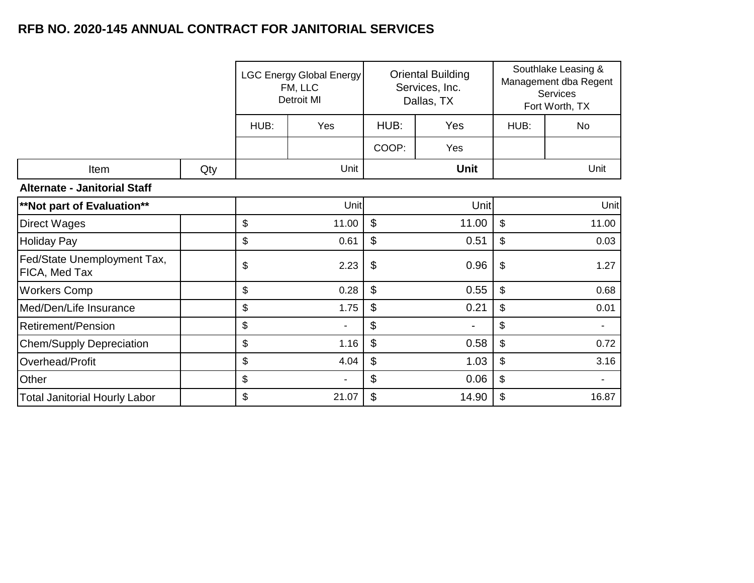# RFB NO. 2020-145 ANNUAL CONTRACT FOR JANITORIAL SERVICES

| Item | Qty | LGC Energy Global Energy FM, LLC Detroit MI | | Oriental Building Services, Inc. Dallas, TX | | Southlake Leasing & Management dba Regent Services Fort Worth, TX | |
|---|---|---|---|---|---|---|---|
| | | HUB: | Yes | HUB: | Yes | HUB: | No |
| | | | | COOP: | Yes | | |
| | | | Unit | | **Unit** | | Unit |
| **Alternate - Janitorial Staff** | | | | | | | |
| **\*\*Not part of Evaluation\*\*** | | | Unit | | Unit | | Unit |
| Direct Wages | | $ | 11.00 | $ | 11.00 | $ | 11.00 |
| Holiday Pay | | $ | 0.61 | $ | 0.51 | $ | 0.03 |
| Fed/State Unemployment Tax, FICA, Med Tax | | $ | 2.23 | $ | 0.96 | $ | 1.27 |
| Workers Comp | | $ | 0.28 | $ | 0.55 | $ | 0.68 |
| Med/Den/Life Insurance | | $ | 1.75 | $ | 0.21 | $ | 0.01 |
| Retirement/Pension | | $ | - | $ | - | $ | - |
| Chem/Supply Depreciation | | $ | 1.16 | $ | 0.58 | $ | 0.72 |
| Overhead/Profit | | $ | 4.04 | $ | 1.03 | $ | 3.16 |
| Other | | $ | - | $ | 0.06 | $ | - |
| Total Janitorial Hourly Labor | | $ | 21.07 | $ | 14.90 | $ | 16.87 |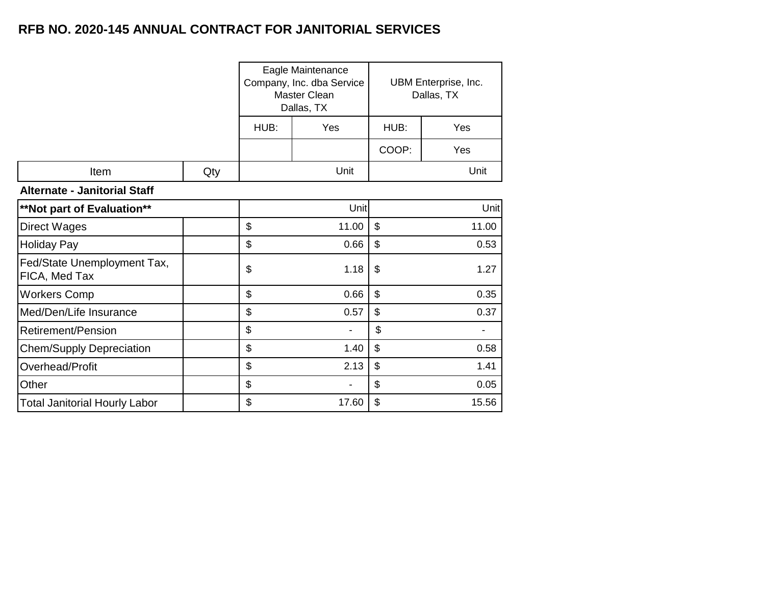## RFB NO. 2020-145 ANNUAL CONTRACT FOR JANITORIAL SERVICES

| | | Eagle Maintenance Company, Inc. dba Service Master Clean Dallas, TX | | UBM Enterprise, Inc. Dallas, TX | |
|---|---|---|---|---|---|
| | | HUB: | Yes | HUB: | Yes |
| | | | | COOP: | Yes |
| Item | Qty | | Unit | | Unit |

**Alternate - Janitorial Staff**

| **Not part of Evaluation** | | Unit | Unit |
|---|---|---|---|
| Direct Wages | | $ 11.00 | $ 11.00 |
| Holiday Pay | | $ 0.66 | $ 0.53 |
| Fed/State Unemployment Tax, FICA, Med Tax | | $ 1.18 | $ 1.27 |
| Workers Comp | | $ 0.66 | $ 0.35 |
| Med/Den/Life Insurance | | $ 0.57 | $ 0.37 |
| Retirement/Pension | | $ - | $ - |
| Chem/Supply Depreciation | | $ 1.40 | $ 0.58 |
| Overhead/Profit | | $ 2.13 | $ 1.41 |
| Other | | $ - | $ 0.05 |
| Total Janitorial Hourly Labor | | $ 17.60 | $ 15.56 |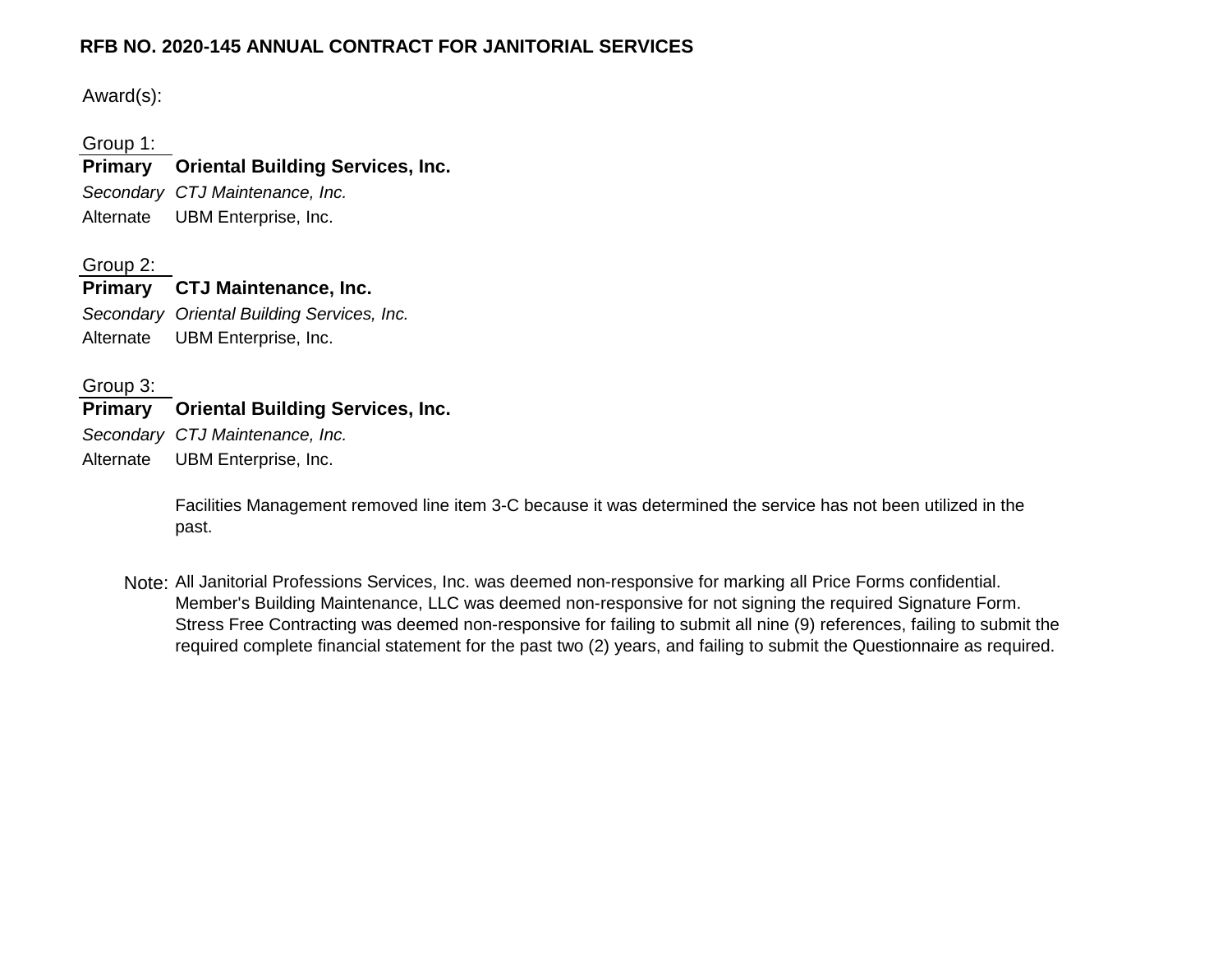**RFB NO. 2020-145 ANNUAL CONTRACT FOR JANITORIAL SERVICES**

Award(s):

Group 1:

| | |
|---|---|
| **Primary** | **Oriental Building Services, Inc.** |
| *Secondary* | *CTJ Maintenance, Inc.* |
| Alternate | UBM Enterprise, Inc. |

Group 2:

| | |
|---|---|
| **Primary** | **CTJ Maintenance, Inc.** |
| *Secondary* | *Oriental Building Services, Inc.* |
| Alternate | UBM Enterprise, Inc. |

Group 3:

| | |
|---|---|
| **Primary** | **Oriental Building Services, Inc.** |
| *Secondary* | *CTJ Maintenance, Inc.* |
| Alternate | UBM Enterprise, Inc. |

Facilities Management removed line item 3-C because it was determined the service has not been utilized in the past.

Note: All Janitorial Professions Services, Inc. was deemed non-responsive for marking all Price Forms confidential. Member's Building Maintenance, LLC was deemed non-responsive for not signing the required Signature Form. Stress Free Contracting was deemed non-responsive for failing to submit all nine (9) references, failing to submit the required complete financial statement for the past two (2) years, and failing to submit the Questionnaire as required.